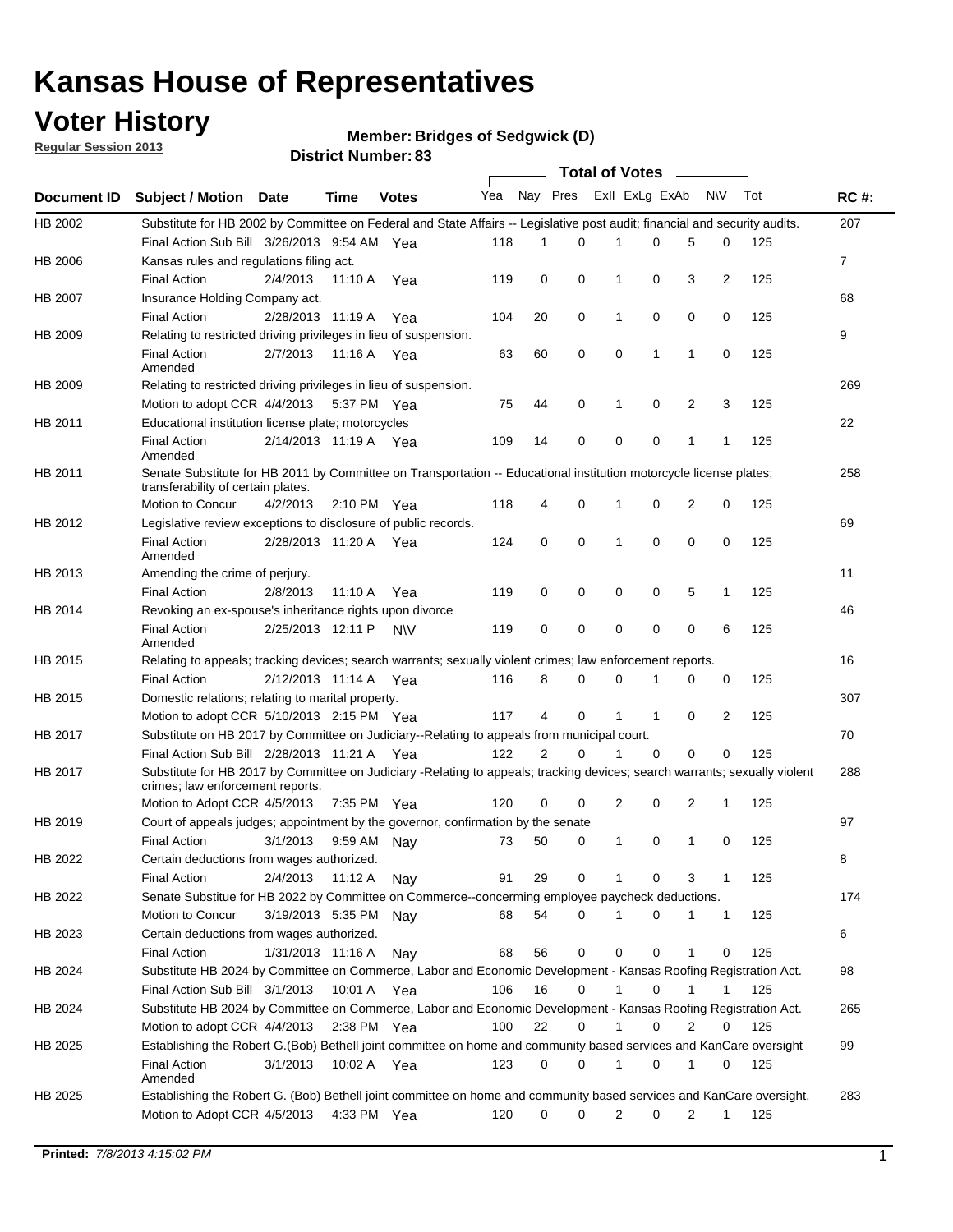# Kansas House of Representatives

## Voter History

**Regular Session 2013**

**Member: Bridges of Sedgwick (D)**

**District Number: 83**

| Document ID | Subject / Motion | Date | Time | Votes | Yea | Nay | Pres | ExII | ExLg | ExAb | N\V | Tot | RC #: |
|---|---|---|---|---|---|---|---|---|---|---|---|---|---|
| HB 2002 | Substitute for HB 2002 by Committee on Federal and State Affairs -- Legislative post audit; financial and security audits. | | | | | | | | | | | | 207 |
| | Final Action Sub Bill | 3/26/2013 | 9:54 AM | Yea | 118 | 1 | 0 | 1 | 0 | 5 | 0 | 125 | |
| HB 2006 | Kansas rules and regulations filing act. | | | | | | | | | | | | 7 |
| | Final Action | 2/4/2013 | 11:10 A | Yea | 119 | 0 | 0 | 1 | 0 | 3 | 2 | 125 | |
| HB 2007 | Insurance Holding Company act. | | | | | | | | | | | | 68 |
| | Final Action | 2/28/2013 | 11:19 A | Yea | 104 | 20 | 0 | 1 | 0 | 0 | 0 | 125 | |
| HB 2009 | Relating to restricted driving privileges in lieu of suspension. | | | | | | | | | | | | 9 |
| | Final Action Amended | 2/7/2013 | 11:16 A | Yea | 63 | 60 | 0 | 0 | 1 | 1 | 0 | 125 | |
| HB 2009 | Relating to restricted driving privileges in lieu of suspension. | | | | | | | | | | | | 269 |
| | Motion to adopt CCR | 4/4/2013 | 5:37 PM | Yea | 75 | 44 | 0 | 1 | 0 | 2 | 3 | 125 | |
| HB 2011 | Educational institution license plate; motorcycles | | | | | | | | | | | | 22 |
| | Final Action Amended | 2/14/2013 | 11:19 A | Yea | 109 | 14 | 0 | 0 | 0 | 1 | 1 | 125 | |
| HB 2011 | Senate Substitute for HB 2011 by Committee on Transportation -- Educational institution motorcycle license plates; transferability of certain plates. | | | | | | | | | | | | 258 |
| | Motion to Concur | 4/2/2013 | 2:10 PM | Yea | 118 | 4 | 0 | 1 | 0 | 2 | 0 | 125 | |
| HB 2012 | Legislative review exceptions to disclosure of public records. | | | | | | | | | | | | 69 |
| | Final Action Amended | 2/28/2013 | 11:20 A | Yea | 124 | 0 | 0 | 1 | 0 | 0 | 0 | 125 | |
| HB 2013 | Amending the crime of perjury. | | | | | | | | | | | | 11 |
| | Final Action | 2/8/2013 | 11:10 A | Yea | 119 | 0 | 0 | 0 | 0 | 5 | 1 | 125 | |
| HB 2014 | Revoking an ex-spouse's inheritance rights upon divorce | | | | | | | | | | | | 46 |
| | Final Action Amended | 2/25/2013 | 12:11 P | N\V | 119 | 0 | 0 | 0 | 0 | 0 | 6 | 125 | |
| HB 2015 | Relating to appeals; tracking devices; search warrants; sexually violent crimes; law enforcement reports. | | | | | | | | | | | | 16 |
| | Final Action | 2/12/2013 | 11:14 A | Yea | 116 | 8 | 0 | 0 | 1 | 0 | 0 | 125 | |
| HB 2015 | Domestic relations; relating to marital property. | | | | | | | | | | | | 307 |
| | Motion to adopt CCR | 5/10/2013 | 2:15 PM | Yea | 117 | 4 | 0 | 1 | 1 | 0 | 2 | 125 | |
| HB 2017 | Substitute on HB 2017 by Committee on Judiciary--Relating to appeals from municipal court. | | | | | | | | | | | | 70 |
| | Final Action Sub Bill | 2/28/2013 | 11:21 A | Yea | 122 | 2 | 0 | 1 | 0 | 0 | 0 | 125 | |
| HB 2017 | Substitute for HB 2017 by Committee on Judiciary -Relating to appeals; tracking devices; search warrants; sexually violent crimes; law enforcement reports. | | | | | | | | | | | | 288 |
| | Motion to Adopt CCR | 4/5/2013 | 7:35 PM | Yea | 120 | 0 | 0 | 2 | 0 | 2 | 1 | 125 | |
| HB 2019 | Court of appeals judges; appointment by the governor, confirmation by the senate | | | | | | | | | | | | 97 |
| | Final Action | 3/1/2013 | 9:59 AM | Nay | 73 | 50 | 0 | 1 | 0 | 1 | 0 | 125 | |
| HB 2022 | Certain deductions from wages authorized. | | | | | | | | | | | | 8 |
| | Final Action | 2/4/2013 | 11:12 A | Nay | 91 | 29 | 0 | 1 | 0 | 3 | 1 | 125 | |
| HB 2022 | Senate Substitue for HB 2022 by Committee on Commerce--concerning employee paycheck deductions. | | | | | | | | | | | | 174 |
| | Motion to Concur | 3/19/2013 | 5:35 PM | Nay | 68 | 54 | 0 | 1 | 0 | 1 | 1 | 125 | |
| HB 2023 | Certain deductions from wages authorized. | | | | | | | | | | | | 6 |
| | Final Action | 1/31/2013 | 11:16 A | Nay | 68 | 56 | 0 | 0 | 0 | 1 | 0 | 125 | |
| HB 2024 | Substitute HB 2024 by Committee on Commerce, Labor and Economic Development - Kansas Roofing Registration Act. | | | | | | | | | | | | 98 |
| | Final Action Sub Bill | 3/1/2013 | 10:01 A | Yea | 106 | 16 | 0 | 1 | 0 | 1 | 1 | 125 | |
| HB 2024 | Substitute HB 2024 by Committee on Commerce, Labor and Economic Development - Kansas Roofing Registration Act. | | | | | | | | | | | | 265 |
| | Motion to adopt CCR | 4/4/2013 | 2:38 PM | Yea | 100 | 22 | 0 | 1 | 0 | 2 | 0 | 125 | |
| HB 2025 | Establishing the Robert G.(Bob) Bethell joint committee on home and community based services and KanCare oversight | | | | | | | | | | | | 99 |
| | Final Action Amended | 3/1/2013 | 10:02 A | Yea | 123 | 0 | 0 | 1 | 0 | 1 | 0 | 125 | |
| HB 2025 | Establishing the Robert G. (Bob) Bethell joint committee on home and community based services and KanCare oversight. | | | | | | | | | | | | 283 |
| | Motion to Adopt CCR | 4/5/2013 | 4:33 PM | Yea | 120 | 0 | 0 | 2 | 0 | 2 | 1 | 125 | |

**Printed:** *7/8/2013 4:15:02 PM*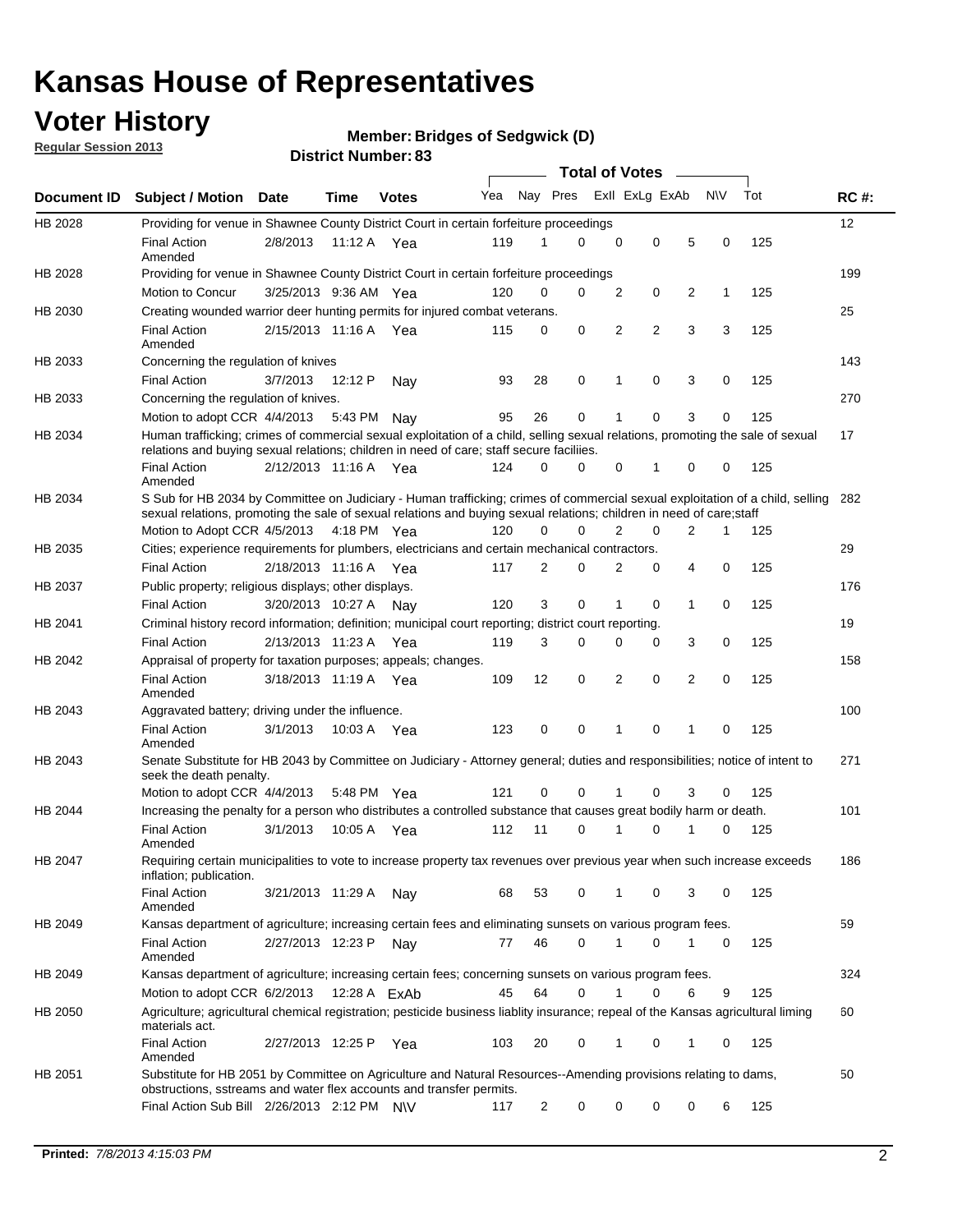# Kansas House of Representatives

## Voter History

**Regular Session 2013**

**Member: Bridges of Sedgwick (D)**

**District Number: 83**

| Document ID | Subject / Motion | Date | Time | Votes | Yea | Nay | Pres | ExII | ExLg | ExAb | N\V | Tot | RC #: |
|---|---|---|---|---|---|---|---|---|---|---|---|---|---|
| HB 2028 | Providing for venue in Shawnee County District Court in certain forfeiture proceedings | | | | | | | | | | | | 12 |
| | Final Action Amended | 2/8/2013 | 11:12 A | Yea | 119 | 1 | 0 | 0 | 0 | 5 | 0 | 125 | |
| HB 2028 | Providing for venue in Shawnee County District Court in certain forfeiture proceedings | | | | | | | | | | | | 199 |
| | Motion to Concur | 3/25/2013 | 9:36 AM | Yea | 120 | 0 | 0 | 2 | 0 | 2 | 1 | 125 | |
| HB 2030 | Creating wounded warrior deer hunting permits for injured combat veterans. | | | | | | | | | | | | 25 |
| | Final Action Amended | 2/15/2013 | 11:16 A | Yea | 115 | 0 | 0 | 2 | 2 | 3 | 3 | 125 | |
| HB 2033 | Concerning the regulation of knives | | | | | | | | | | | | 143 |
| | Final Action | 3/7/2013 | 12:12 P | Nay | 93 | 28 | 0 | 1 | 0 | 3 | 0 | 125 | |
| HB 2033 | Concerning the regulation of knives. | | | | | | | | | | | | 270 |
| | Motion to adopt CCR | 4/4/2013 | 5:43 PM | Nay | 95 | 26 | 0 | 1 | 0 | 3 | 0 | 125 | |
| HB 2034 | Human trafficking; crimes of commercial sexual exploitation of a child, selling sexual relations, promoting the sale of sexual relations and buying sexual relations; children in need of care; staff secure faciliies. | | | | | | | | | | | | 17 |
| | Final Action Amended | 2/12/2013 | 11:16 A | Yea | 124 | 0 | 0 | 0 | 1 | 0 | 0 | 125 | |
| HB 2034 | S Sub for HB 2034 by Committee on Judiciary - Human trafficking; crimes of commercial sexual exploitation of a child, selling sexual relations, promoting the sale of sexual relations and buying sexual relations; children in need of care;staff | | | | | | | | | | | | 282 |
| | Motion to Adopt CCR | 4/5/2013 | 4:18 PM | Yea | 120 | 0 | 0 | 2 | 0 | 2 | 1 | 125 | |
| HB 2035 | Cities; experience requirements for plumbers, electricians and certain mechanical contractors. | | | | | | | | | | | | 29 |
| | Final Action | 2/18/2013 | 11:16 A | Yea | 117 | 2 | 0 | 2 | 0 | 4 | 0 | 125 | |
| HB 2037 | Public property; religious displays; other displays. | | | | | | | | | | | | 176 |
| | Final Action | 3/20/2013 | 10:27 A | Nay | 120 | 3 | 0 | 1 | 0 | 1 | 0 | 125 | |
| HB 2041 | Criminal history record information; definition; municipal court reporting; district court reporting. | | | | | | | | | | | | 19 |
| | Final Action | 2/13/2013 | 11:23 A | Yea | 119 | 3 | 0 | 0 | 0 | 3 | 0 | 125 | |
| HB 2042 | Appraisal of property for taxation purposes; appeals; changes. | | | | | | | | | | | | 158 |
| | Final Action Amended | 3/18/2013 | 11:19 A | Yea | 109 | 12 | 0 | 2 | 0 | 2 | 0 | 125 | |
| HB 2043 | Aggravated battery; driving under the influence. | | | | | | | | | | | | 100 |
| | Final Action Amended | 3/1/2013 | 10:03 A | Yea | 123 | 0 | 0 | 1 | 0 | 1 | 0 | 125 | |
| HB 2043 | Senate Substitute for HB 2043 by Committee on Judiciary - Attorney general; duties and responsibilities; notice of intent to seek the death penalty. | | | | | | | | | | | | 271 |
| | Motion to adopt CCR | 4/4/2013 | 5:48 PM | Yea | 121 | 0 | 0 | 1 | 0 | 3 | 0 | 125 | |
| HB 2044 | Increasing the penalty for a person who distributes a controlled substance that causes great bodily harm or death. | | | | | | | | | | | | 101 |
| | Final Action Amended | 3/1/2013 | 10:05 A | Yea | 112 | 11 | 0 | 1 | 0 | 1 | 0 | 125 | |
| HB 2047 | Requiring certain municipalities to vote to increase property tax revenues over previous year when such increase exceeds inflation; publication. | | | | | | | | | | | | 186 |
| | Final Action Amended | 3/21/2013 | 11:29 A | Nay | 68 | 53 | 0 | 1 | 0 | 3 | 0 | 125 | |
| HB 2049 | Kansas department of agriculture; increasing certain fees and eliminating sunsets on various program fees. | | | | | | | | | | | | 59 |
| | Final Action Amended | 2/27/2013 | 12:23 P | Nay | 77 | 46 | 0 | 1 | 0 | 1 | 0 | 125 | |
| HB 2049 | Kansas department of agriculture; increasing certain fees; concerning sunsets on various program fees. | | | | | | | | | | | | 324 |
| | Motion to adopt CCR | 6/2/2013 | 12:28 A | ExAb | 45 | 64 | 0 | 1 | 0 | 6 | 9 | 125 | |
| HB 2050 | Agriculture; agricultural chemical registration; pesticide business liablity insurance; repeal of the Kansas agricultural liming materials act. | | | | | | | | | | | | 60 |
| | Final Action Amended | 2/27/2013 | 12:25 P | Yea | 103 | 20 | 0 | 1 | 0 | 1 | 0 | 125 | |
| HB 2051 | Substitute for HB 2051 by Committee on Agriculture and Natural Resources--Amending provisions relating to dams, obstructions, sstreams and water flex accounts and transfer permits. | | | | | | | | | | | | 50 |
| | Final Action Sub Bill | 2/26/2013 | 2:12 PM | N\V | 117 | 2 | 0 | 0 | 0 | 0 | 6 | 125 | |

**Printed:** *7/8/2013 4:15:03 PM*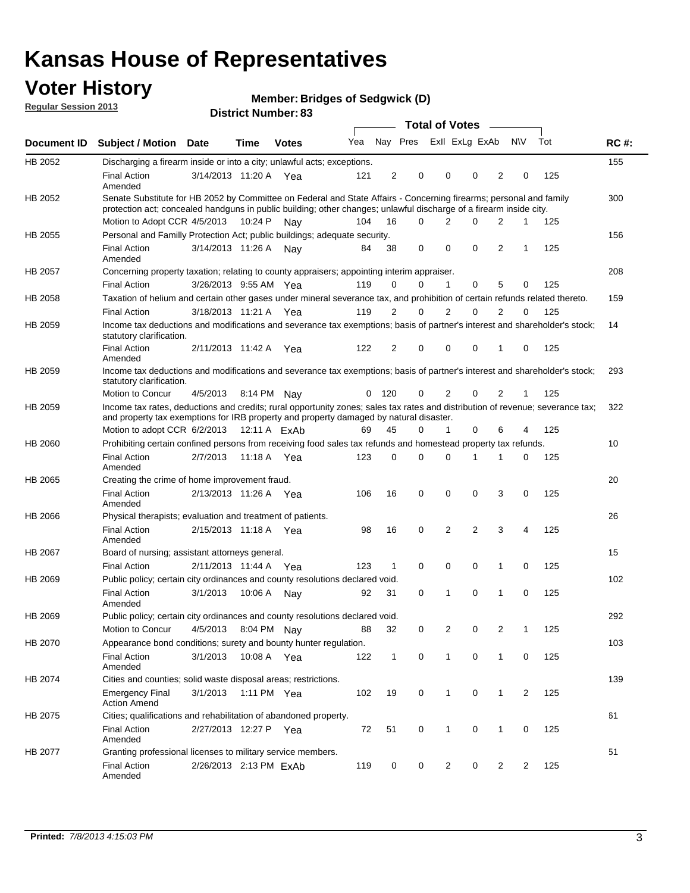# Kansas House of Representatives

## Voter History

**Regular Session 2013**

**Member: Bridges of Sedgwick (D)**

**District Number: 83**

| Document ID | Subject / Motion | Date | Time | Votes | Yea | Nay | Pres | ExII | ExLg | ExAb | N\V | Tot | RC #: |
|---|---|---|---|---|---|---|---|---|---|---|---|---|---|
| HB 2052 | Discharging a firearm inside or into a city; unlawful acts; exceptions. | | | | | | | | | | | | 155 |
| | Final Action Amended | 3/14/2013 | 11:20 A | Yea | 121 | 2 | 0 | 0 | 0 | 2 | 0 | 125 | |
| HB 2052 | Senate Substitute for HB 2052 by Committee on Federal and State Affairs - Concerning firearms; personal and family protection act; concealed handguns in public building; other changes; unlawful discharge of a firearm inside city. | | | | | | | | | | | | 300 |
| | Motion to Adopt CCR | 4/5/2013 | 10:24 P | Nay | 104 | 16 | 0 | 2 | 0 | 2 | 1 | 125 | |
| HB 2055 | Personal and Familly Protection Act; public buildings; adequate security. | | | | | | | | | | | | 156 |
| | Final Action Amended | 3/14/2013 | 11:26 A | Nay | 84 | 38 | 0 | 0 | 0 | 2 | 1 | 125 | |
| HB 2057 | Concerning property taxation; relating to county appraisers; appointing interim appraiser. | | | | | | | | | | | | 208 |
| | Final Action | 3/26/2013 | 9:55 AM | Yea | 119 | 0 | 0 | 1 | 0 | 5 | 0 | 125 | |
| HB 2058 | Taxation of helium and certain other gases under mineral severance tax, and prohibition of certain refunds related thereto. | | | | | | | | | | | | 159 |
| | Final Action | 3/18/2013 | 11:21 A | Yea | 119 | 2 | 0 | 2 | 0 | 2 | 0 | 125 | |
| HB 2059 | Income tax deductions and modifications and severance tax exemptions; basis of partner's interest and shareholder's stock; statutory clarification. | | | | | | | | | | | | 14 |
| | Final Action Amended | 2/11/2013 | 11:42 A | Yea | 122 | 2 | 0 | 0 | 0 | 1 | 0 | 125 | |
| HB 2059 | Income tax deductions and modifications and severance tax exemptions; basis of partner's interest and shareholder's stock; statutory clarification. | | | | | | | | | | | | 293 |
| | Motion to Concur | 4/5/2013 | 8:14 PM | Nay | 0 | 120 | 0 | 2 | 0 | 2 | 1 | 125 | |
| HB 2059 | Income tax rates, deductions and credits; rural opportunity zones; sales tax rates and distribution of revenue; severance tax; and property tax exemptions for IRB property and property damaged by natural disaster. | | | | | | | | | | | | 322 |
| | Motion to adopt CCR | 6/2/2013 | 12:11 A | ExAb | 69 | 45 | 0 | 1 | 0 | 6 | 4 | 125 | |
| HB 2060 | Prohibiting certain confined persons from receiving food sales tax refunds and homestead property tax refunds. | | | | | | | | | | | | 10 |
| | Final Action Amended | 2/7/2013 | 11:18 A | Yea | 123 | 0 | 0 | 0 | 1 | 1 | 0 | 125 | |
| HB 2065 | Creating the crime of home improvement fraud. | | | | | | | | | | | | 20 |
| | Final Action Amended | 2/13/2013 | 11:26 A | Yea | 106 | 16 | 0 | 0 | 0 | 3 | 0 | 125 | |
| HB 2066 | Physical therapists; evaluation and treatment of patients. | | | | | | | | | | | | 26 |
| | Final Action Amended | 2/15/2013 | 11:18 A | Yea | 98 | 16 | 0 | 2 | 2 | 3 | 4 | 125 | |
| HB 2067 | Board of nursing; assistant attorneys general. | | | | | | | | | | | | 15 |
| | Final Action | 2/11/2013 | 11:44 A | Yea | 123 | 1 | 0 | 0 | 0 | 1 | 0 | 125 | |
| HB 2069 | Public policy; certain city ordinances and county resolutions declared void. | | | | | | | | | | | | 102 |
| | Final Action Amended | 3/1/2013 | 10:06 A | Nay | 92 | 31 | 0 | 1 | 0 | 1 | 0 | 125 | |
| HB 2069 | Public policy; certain city ordinances and county resolutions declared void. | | | | | | | | | | | | 292 |
| | Motion to Concur | 4/5/2013 | 8:04 PM | Nay | 88 | 32 | 0 | 2 | 0 | 2 | 1 | 125 | |
| HB 2070 | Appearance bond conditions; surety and bounty hunter regulation. | | | | | | | | | | | | 103 |
| | Final Action Amended | 3/1/2013 | 10:08 A | Yea | 122 | 1 | 0 | 1 | 0 | 1 | 0 | 125 | |
| HB 2074 | Cities and counties; solid waste disposal areas; restrictions. | | | | | | | | | | | | 139 |
| | Emergency Final Action Amend | 3/1/2013 | 1:11 PM | Yea | 102 | 19 | 0 | 1 | 0 | 1 | 2 | 125 | |
| HB 2075 | Cities; qualifications and rehabilitation of abandoned property. | | | | | | | | | | | | 61 |
| | Final Action Amended | 2/27/2013 | 12:27 P | Yea | 72 | 51 | 0 | 1 | 0 | 1 | 0 | 125 | |
| HB 2077 | Granting professional licenses to military service members. | | | | | | | | | | | | 51 |
| | Final Action Amended | 2/26/2013 | 2:13 PM | ExAb | 119 | 0 | 0 | 2 | 0 | 2 | 2 | 125 | |

**Printed:** *7/8/2013 4:15:03 PM*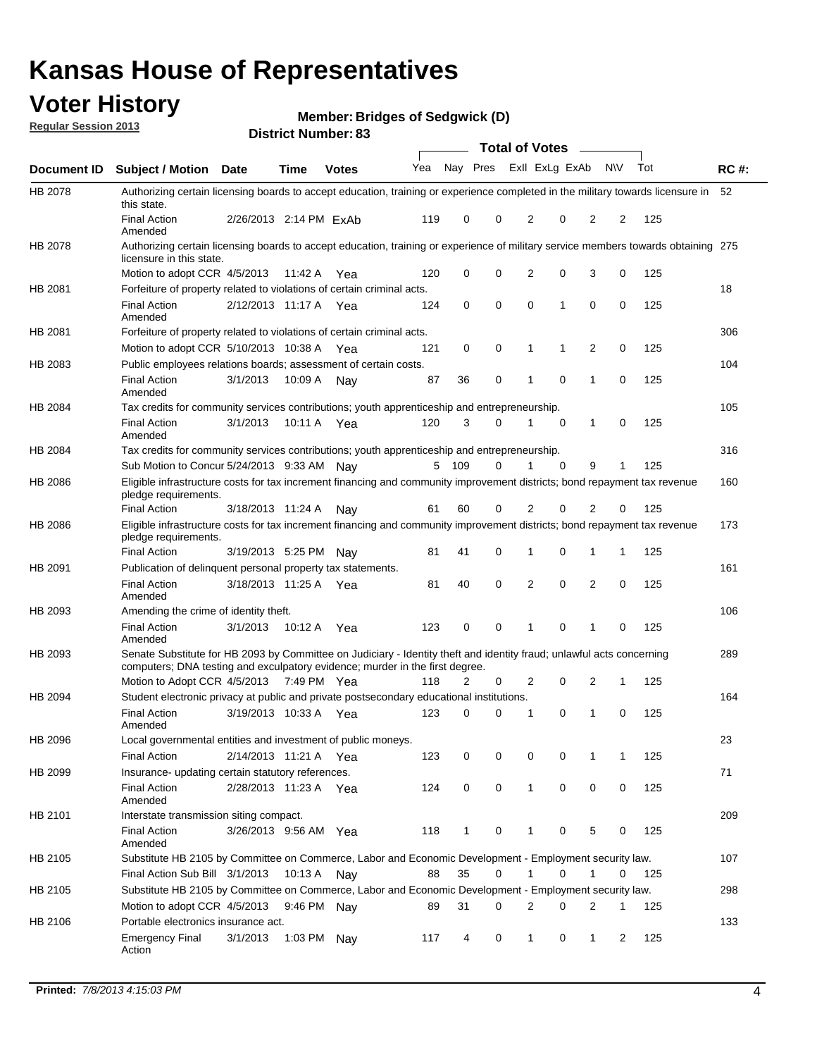# Kansas House of Representatives

## Voter History

**Regular Session 2013**

**Member: Bridges of Sedgwick (D)**

**District Number: 83**

| Document ID | Subject / Motion | Date | Time | Votes | Yea | Nay | Pres | ExII | ExLg | ExAb | N\V | Tot | RC #: |
|---|---|---|---|---|---|---|---|---|---|---|---|---|---|
| HB 2078 | Authorizing certain licensing boards to accept education, training or experience completed in the military towards licensure in this state. | | | | | | | | | | | | 52 |
| | Final Action Amended | 2/26/2013 | 2:14 PM | ExAb | 119 | 0 | 0 | 2 | 0 | 2 | 2 | 125 | |
| HB 2078 | Authorizing certain licensing boards to accept education, training or experience of military service members towards obtaining licensure in this state. | | | | | | | | | | | | 275 |
| | Motion to adopt CCR | 4/5/2013 | 11:42 A | Yea | 120 | 0 | 0 | 2 | 0 | 3 | 0 | 125 | |
| HB 2081 | Forfeiture of property related to violations of certain criminal acts. | | | | | | | | | | | | 18 |
| | Final Action Amended | 2/12/2013 | 11:17 A | Yea | 124 | 0 | 0 | 0 | 1 | 0 | 0 | 125 | |
| HB 2081 | Forfeiture of property related to violations of certain criminal acts. | | | | | | | | | | | | 306 |
| | Motion to adopt CCR | 5/10/2013 | 10:38 A | Yea | 121 | 0 | 0 | 1 | 1 | 2 | 0 | 125 | |
| HB 2083 | Public employees relations boards; assessment of certain costs. | | | | | | | | | | | | 104 |
| | Final Action Amended | 3/1/2013 | 10:09 A | Nay | 87 | 36 | 0 | 1 | 0 | 1 | 0 | 125 | |
| HB 2084 | Tax credits for community services contributions; youth apprenticeship and entrepreneurship. | | | | | | | | | | | | 105 |
| | Final Action Amended | 3/1/2013 | 10:11 A | Yea | 120 | 3 | 0 | 1 | 0 | 1 | 0 | 125 | |
| HB 2084 | Tax credits for community services contributions; youth apprenticeship and entrepreneurship. | | | | | | | | | | | | 316 |
| | Sub Motion to Concur | 5/24/2013 | 9:33 AM | Nay | 5 | 109 | 0 | 1 | 0 | 9 | 1 | 125 | |
| HB 2086 | Eligible infrastructure costs for tax increment financing and community improvement districts; bond repayment tax revenue pledge requirements. | | | | | | | | | | | | 160 |
| | Final Action | 3/18/2013 | 11:24 A | Nay | 61 | 60 | 0 | 2 | 0 | 2 | 0 | 125 | |
| HB 2086 | Eligible infrastructure costs for tax increment financing and community improvement districts; bond repayment tax revenue pledge requirements. | | | | | | | | | | | | 173 |
| | Final Action | 3/19/2013 | 5:25 PM | Nay | 81 | 41 | 0 | 1 | 0 | 1 | 1 | 125 | |
| HB 2091 | Publication of delinquent personal property tax statements. | | | | | | | | | | | | 161 |
| | Final Action Amended | 3/18/2013 | 11:25 A | Yea | 81 | 40 | 0 | 2 | 0 | 2 | 0 | 125 | |
| HB 2093 | Amending the crime of identity theft. | | | | | | | | | | | | 106 |
| | Final Action Amended | 3/1/2013 | 10:12 A | Yea | 123 | 0 | 0 | 1 | 0 | 1 | 0 | 125 | |
| HB 2093 | Senate Substitute for HB 2093 by Committee on Judiciary - Identity theft and identity fraud; unlawful acts concerning computers; DNA testing and exculpatory evidence; murder in the first degree. | | | | | | | | | | | | 289 |
| | Motion to Adopt CCR | 4/5/2013 | 7:49 PM | Yea | 118 | 2 | 0 | 2 | 0 | 2 | 1 | 125 | |
| HB 2094 | Student electronic privacy at public and private postsecondary educational institutions. | | | | | | | | | | | | 164 |
| | Final Action Amended | 3/19/2013 | 10:33 A | Yea | 123 | 0 | 0 | 1 | 0 | 1 | 0 | 125 | |
| HB 2096 | Local governmental entities and investment of public moneys. | | | | | | | | | | | | 23 |
| | Final Action | 2/14/2013 | 11:21 A | Yea | 123 | 0 | 0 | 0 | 0 | 1 | 1 | 125 | |
| HB 2099 | Insurance- updating certain statutory references. | | | | | | | | | | | | 71 |
| | Final Action Amended | 2/28/2013 | 11:23 A | Yea | 124 | 0 | 0 | 1 | 0 | 0 | 0 | 125 | |
| HB 2101 | Interstate transmission siting compact. | | | | | | | | | | | | 209 |
| | Final Action Amended | 3/26/2013 | 9:56 AM | Yea | 118 | 1 | 0 | 1 | 0 | 5 | 0 | 125 | |
| HB 2105 | Substitute HB 2105 by Committee on Commerce, Labor and Economic Development - Employment security law. | | | | | | | | | | | | 107 |
| | Final Action Sub Bill | 3/1/2013 | 10:13 A | Nay | 88 | 35 | 0 | 1 | 0 | 1 | 0 | 125 | |
| HB 2105 | Substitute HB 2105 by Committee on Commerce, Labor and Economic Development - Employment security law. | | | | | | | | | | | | 298 |
| | Motion to adopt CCR | 4/5/2013 | 9:46 PM | Nay | 89 | 31 | 0 | 2 | 0 | 2 | 1 | 125 | |
| HB 2106 | Portable electronics insurance act. | | | | | | | | | | | | 133 |
| | Emergency Final Action | 3/1/2013 | 1:03 PM | Nay | 117 | 4 | 0 | 1 | 0 | 1 | 2 | 125 | |

**Printed:** *7/8/2013 4:15:03 PM*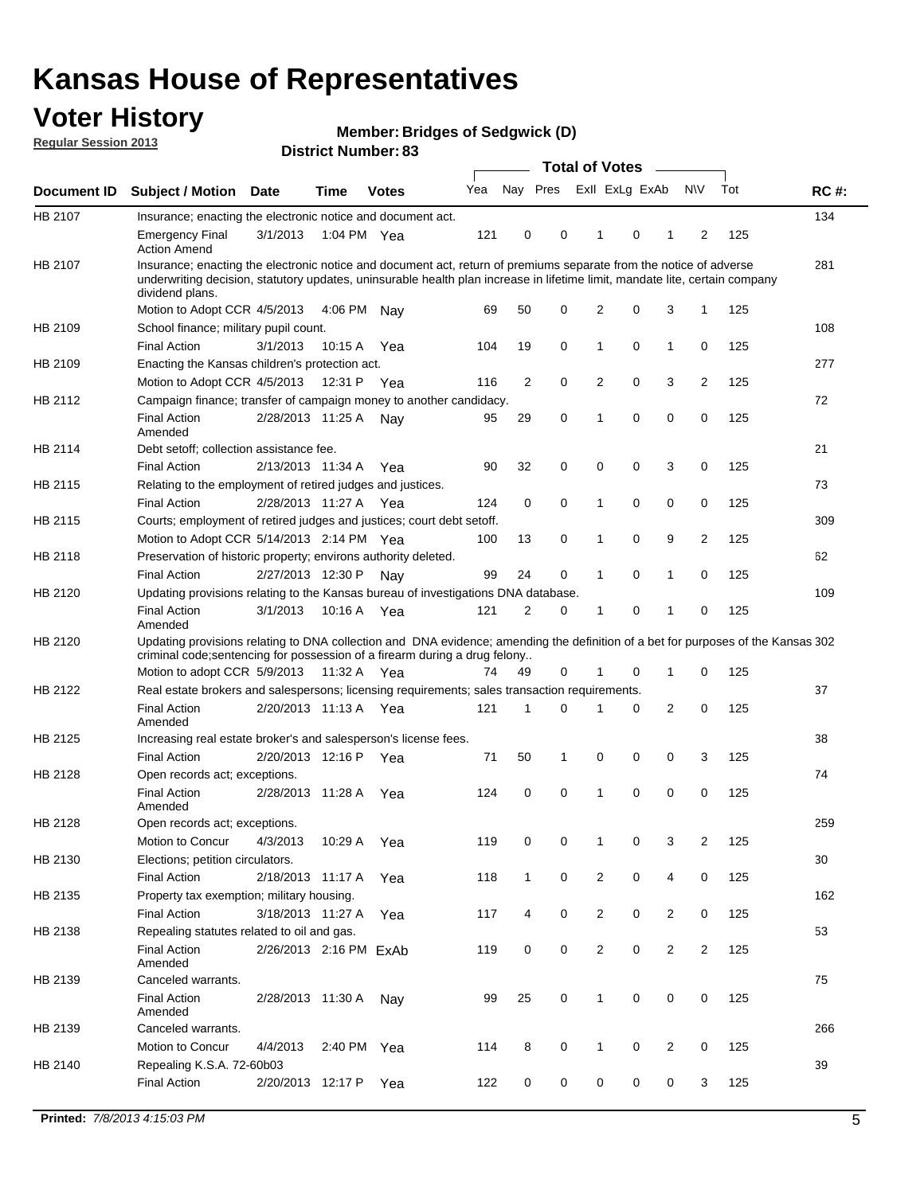# Kansas House of Representatives

## Voter History

**Regular Session 2013**

**Member: Bridges of Sedgwick (D)**

**District Number: 83**

| Document ID | Subject / Motion | Date | Time | Votes | Yea | Nay | Pres | ExII | ExLg | ExAb | N\V | Tot | RC #: |
|---|---|---|---|---|---|---|---|---|---|---|---|---|---|
| HB 2107 | Insurance; enacting the electronic notice and document act. | | | | | | | | | | | | 134 |
| | Emergency Final Action Amend | 3/1/2013 | 1:04 PM | Yea | 121 | 0 | 0 | 1 | 0 | 1 | 2 | 125 | |
| HB 2107 | Insurance; enacting the electronic notice and document act, return of premiums separate from the notice of adverse underwriting decision, statutory updates, uninsurable health plan increase in lifetime limit, mandate lite, certain company dividend plans. | | | | | | | | | | | | 281 |
| | Motion to Adopt CCR | 4/5/2013 | 4:06 PM | Nay | 69 | 50 | 0 | 2 | 0 | 3 | 1 | 125 | |
| HB 2109 | School finance; military pupil count. | | | | | | | | | | | | 108 |
| | Final Action | 3/1/2013 | 10:15 A | Yea | 104 | 19 | 0 | 1 | 0 | 1 | 0 | 125 | |
| HB 2109 | Enacting the Kansas children's protection act. | | | | | | | | | | | | 277 |
| | Motion to Adopt CCR | 4/5/2013 | 12:31 P | Yea | 116 | 2 | 0 | 2 | 0 | 3 | 2 | 125 | |
| HB 2112 | Campaign finance; transfer of campaign money to another candidacy. | | | | | | | | | | | | 72 |
| | Final Action Amended | 2/28/2013 | 11:25 A | Nay | 95 | 29 | 0 | 1 | 0 | 0 | 0 | 125 | |
| HB 2114 | Debt setoff; collection assistance fee. | | | | | | | | | | | | 21 |
| | Final Action | 2/13/2013 | 11:34 A | Yea | 90 | 32 | 0 | 0 | 0 | 3 | 0 | 125 | |
| HB 2115 | Relating to the employment of retired judges and justices. | | | | | | | | | | | | 73 |
| | Final Action | 2/28/2013 | 11:27 A | Yea | 124 | 0 | 0 | 1 | 0 | 0 | 0 | 125 | |
| HB 2115 | Courts; employment of retired judges and justices; court debt setoff. | | | | | | | | | | | | 309 |
| | Motion to Adopt CCR | 5/14/2013 | 2:14 PM | Yea | 100 | 13 | 0 | 1 | 0 | 9 | 2 | 125 | |
| HB 2118 | Preservation of historic property; environs authority deleted. | | | | | | | | | | | | 62 |
| | Final Action | 2/27/2013 | 12:30 P | Nay | 99 | 24 | 0 | 1 | 0 | 1 | 0 | 125 | |
| HB 2120 | Updating provisions relating to the Kansas bureau of investigations DNA database. | | | | | | | | | | | | 109 |
| | Final Action Amended | 3/1/2013 | 10:16 A | Yea | 121 | 2 | 0 | 1 | 0 | 1 | 0 | 125 | |
| HB 2120 | Updating provisions relating to DNA collection and DNA evidence; amending the definition of a bet for purposes of the Kansas criminal code;sentencing for possession of a firearm during a drug felony.. | | | | | | | | | | | | 302 |
| | Motion to adopt CCR | 5/9/2013 | 11:32 A | Yea | 74 | 49 | 0 | 1 | 0 | 1 | 0 | 125 | |
| HB 2122 | Real estate brokers and salespersons; licensing requirements; sales transaction requirements. | | | | | | | | | | | | 37 |
| | Final Action Amended | 2/20/2013 | 11:13 A | Yea | 121 | 1 | 0 | 1 | 0 | 2 | 0 | 125 | |
| HB 2125 | Increasing real estate broker's and salesperson's license fees. | | | | | | | | | | | | 38 |
| | Final Action | 2/20/2013 | 12:16 P | Yea | 71 | 50 | 1 | 0 | 0 | 0 | 3 | 125 | |
| HB 2128 | Open records act; exceptions. | | | | | | | | | | | | 74 |
| | Final Action Amended | 2/28/2013 | 11:28 A | Yea | 124 | 0 | 0 | 1 | 0 | 0 | 0 | 125 | |
| HB 2128 | Open records act; exceptions. | | | | | | | | | | | | 259 |
| | Motion to Concur | 4/3/2013 | 10:29 A | Yea | 119 | 0 | 0 | 1 | 0 | 3 | 2 | 125 | |
| HB 2130 | Elections; petition circulators. | | | | | | | | | | | | 30 |
| | Final Action | 2/18/2013 | 11:17 A | Yea | 118 | 1 | 0 | 2 | 0 | 4 | 0 | 125 | |
| HB 2135 | Property tax exemption; military housing. | | | | | | | | | | | | 162 |
| | Final Action | 3/18/2013 | 11:27 A | Yea | 117 | 4 | 0 | 2 | 0 | 2 | 0 | 125 | |
| HB 2138 | Repealing statutes related to oil and gas. | | | | | | | | | | | | 53 |
| | Final Action Amended | 2/26/2013 | 2:16 PM | ExAb | 119 | 0 | 0 | 2 | 0 | 2 | 2 | 125 | |
| HB 2139 | Canceled warrants. | | | | | | | | | | | | 75 |
| | Final Action Amended | 2/28/2013 | 11:30 A | Nay | 99 | 25 | 0 | 1 | 0 | 0 | 0 | 125 | |
| HB 2139 | Canceled warrants. | | | | | | | | | | | | 266 |
| | Motion to Concur | 4/4/2013 | 2:40 PM | Yea | 114 | 8 | 0 | 1 | 0 | 2 | 0 | 125 | |
| HB 2140 | Repealing K.S.A. 72-60b03 | | | | | | | | | | | | 39 |
| | Final Action | 2/20/2013 | 12:17 P | Yea | 122 | 0 | 0 | 0 | 0 | 0 | 3 | 125 | |

**Printed:** *7/8/2013 4:15:03 PM*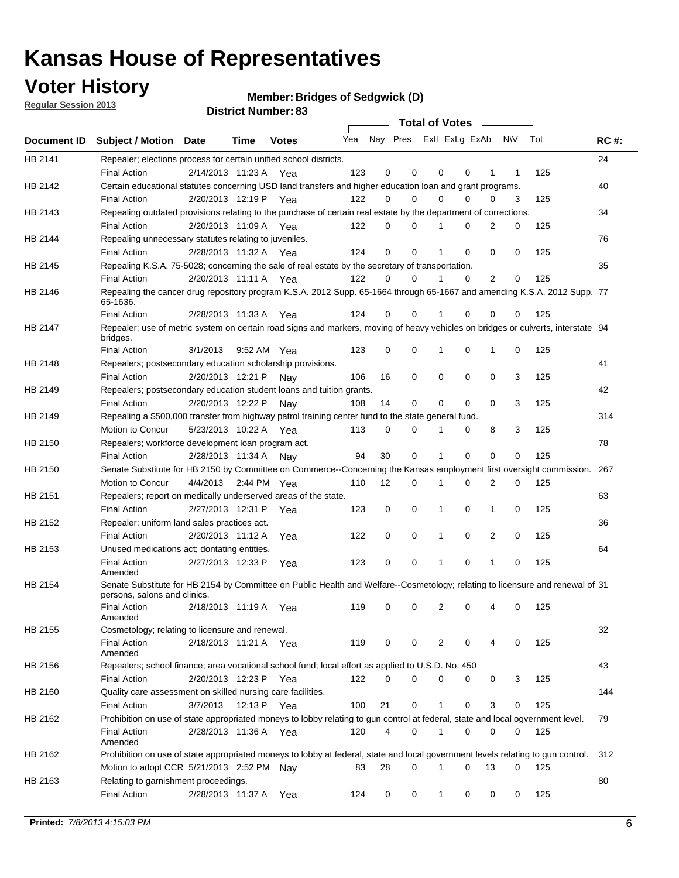# Kansas House of Representatives

## Voter History

**Regular Session 2013**

**Member: Bridges of Sedgwick (D)**

**District Number: 83**

| Document ID | Subject / Motion | Date | Time | Votes | Yea | Nay | Pres | ExII | ExLg | ExAb | N\V | Tot | RC #: |
|---|---|---|---|---|---|---|---|---|---|---|---|---|---|
| HB 2141 | Repealer; elections process for certain unified school districts. | | | | | | | | | | | | 24 |
| | Final Action | 2/14/2013 | 11:23 A | Yea | 123 | 0 | 0 | 0 | 0 | 1 | 1 | 125 | |
| HB 2142 | Certain educational statutes concerning USD land transfers and higher education loan and grant programs. | | | | | | | | | | | | 40 |
| | Final Action | 2/20/2013 | 12:19 P | Yea | 122 | 0 | 0 | 0 | 0 | 0 | 3 | 125 | |
| HB 2143 | Repealing outdated provisions relating to the purchase of certain real estate by the department of corrections. | | | | | | | | | | | | 34 |
| | Final Action | 2/20/2013 | 11:09 A | Yea | 122 | 0 | 0 | 1 | 0 | 2 | 0 | 125 | |
| HB 2144 | Repealing unnecessary statutes relating to juveniles. | | | | | | | | | | | | 76 |
| | Final Action | 2/28/2013 | 11:32 A | Yea | 124 | 0 | 0 | 1 | 0 | 0 | 0 | 125 | |
| HB 2145 | Repealing K.S.A. 75-5028; concerning the sale of real estate by the secretary of transportation. | | | | | | | | | | | | 35 |
| | Final Action | 2/20/2013 | 11:11 A | Yea | 122 | 0 | 0 | 1 | 0 | 2 | 0 | 125 | |
| HB 2146 | Repealing the cancer drug repository program K.S.A. 2012 Supp. 65-1664 through 65-1667 and amending K.S.A. 2012 Supp. 65-1636. | | | | | | | | | | | | 77 |
| | Final Action | 2/28/2013 | 11:33 A | Yea | 124 | 0 | 0 | 1 | 0 | 0 | 0 | 125 | |
| HB 2147 | Repealer; use of metric system on certain road signs and markers, moving of heavy vehicles on bridges or culverts, interstate bridges. | | | | | | | | | | | | 94 |
| | Final Action | 3/1/2013 | 9:52 AM | Yea | 123 | 0 | 0 | 1 | 0 | 1 | 0 | 125 | |
| HB 2148 | Repealers; postsecondary education scholarship provisions. | | | | | | | | | | | | 41 |
| | Final Action | 2/20/2013 | 12:21 P | Nay | 106 | 16 | 0 | 0 | 0 | 0 | 3 | 125 | |
| HB 2149 | Repealers; postsecondary education student loans and tuition grants. | | | | | | | | | | | | 42 |
| | Final Action | 2/20/2013 | 12:22 P | Nay | 108 | 14 | 0 | 0 | 0 | 0 | 3 | 125 | |
| HB 2149 | Repealing a $500,000 transfer from highway patrol training center fund to the state general fund. | | | | | | | | | | | | 314 |
| | Motion to Concur | 5/23/2013 | 10:22 A | Yea | 113 | 0 | 0 | 1 | 0 | 8 | 3 | 125 | |
| HB 2150 | Repealers; workforce development loan program act. | | | | | | | | | | | | 78 |
| | Final Action | 2/28/2013 | 11:34 A | Nay | 94 | 30 | 0 | 1 | 0 | 0 | 0 | 125 | |
| HB 2150 | Senate Substitute for HB 2150 by Committee on Commerce--Concerning the Kansas employment first oversight commission. | | | | | | | | | | | | 267 |
| | Motion to Concur | 4/4/2013 | 2:44 PM | Yea | 110 | 12 | 0 | 1 | 0 | 2 | 0 | 125 | |
| HB 2151 | Repealers; report on medically underserved areas of the state. | | | | | | | | | | | | 63 |
| | Final Action | 2/27/2013 | 12:31 P | Yea | 123 | 0 | 0 | 1 | 0 | 1 | 0 | 125 | |
| HB 2152 | Repealer: uniform land sales practices act. | | | | | | | | | | | | 36 |
| | Final Action | 2/20/2013 | 11:12 A | Yea | 122 | 0 | 0 | 1 | 0 | 2 | 0 | 125 | |
| HB 2153 | Unused medications act; dontating entities. | | | | | | | | | | | | 64 |
| | Final Action Amended | 2/27/2013 | 12:33 P | Yea | 123 | 0 | 0 | 1 | 0 | 1 | 0 | 125 | |
| HB 2154 | Senate Substitute for HB 2154 by Committee on Public Health and Welfare--Cosmetology; relating to licensure and renewal of persons, salons and clinics. | | | | | | | | | | | | 31 |
| | Final Action Amended | 2/18/2013 | 11:19 A | Yea | 119 | 0 | 0 | 2 | 0 | 4 | 0 | 125 | |
| HB 2155 | Cosmetology; relating to licensure and renewal. | | | | | | | | | | | | 32 |
| | Final Action Amended | 2/18/2013 | 11:21 A | Yea | 119 | 0 | 0 | 2 | 0 | 4 | 0 | 125 | |
| HB 2156 | Repealers; school finance; area vocational school fund; local effort as applied to U.S.D. No. 450 | | | | | | | | | | | | 43 |
| | Final Action | 2/20/2013 | 12:23 P | Yea | 122 | 0 | 0 | 0 | 0 | 0 | 3 | 125 | |
| HB 2160 | Quality care assessment on skilled nursing care facilities. | | | | | | | | | | | | 144 |
| | Final Action | 3/7/2013 | 12:13 P | Yea | 100 | 21 | 0 | 1 | 0 | 3 | 0 | 125 | |
| HB 2162 | Prohibition on use of state appropriated moneys to lobby relating to gun control at federal, state and local ogvernment level. | | | | | | | | | | | | 79 |
| | Final Action Amended | 2/28/2013 | 11:36 A | Yea | 120 | 4 | 0 | 1 | 0 | 0 | 0 | 125 | |
| HB 2162 | Prohibition on use of state appropriated moneys to lobby at federal, state and local government levels relating to gun control. | | | | | | | | | | | | 312 |
| | Motion to adopt CCR | 5/21/2013 | 2:52 PM | Nay | 83 | 28 | 0 | 1 | 0 | 13 | 0 | 125 | |
| HB 2163 | Relating to garnishment proceedings. | | | | | | | | | | | | 80 |
| | Final Action | 2/28/2013 | 11:37 A | Yea | 124 | 0 | 0 | 1 | 0 | 0 | 0 | 125 | |

**Printed:** *7/8/2013 4:15:03 PM*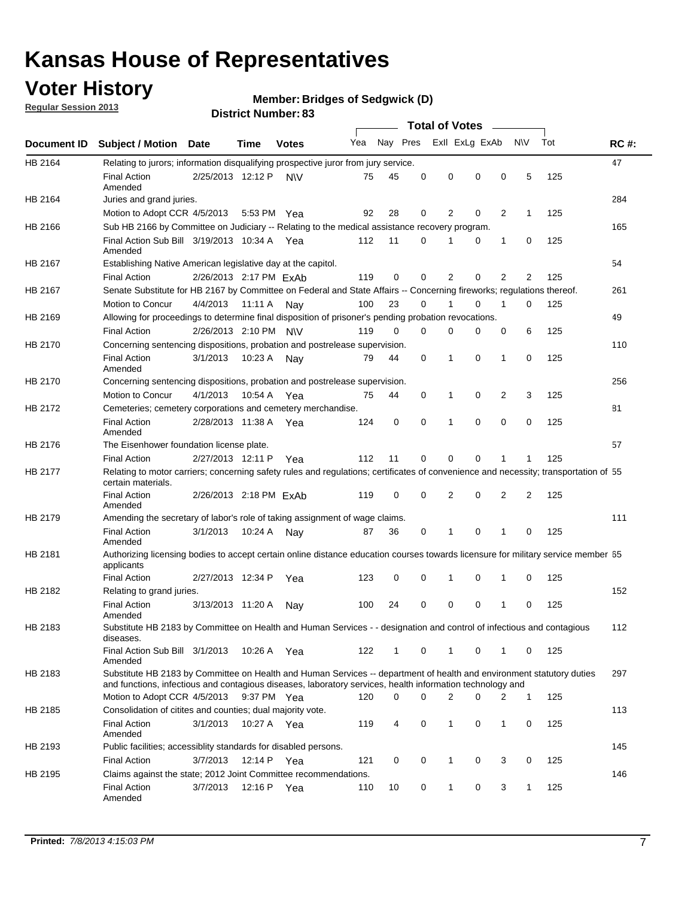# Kansas House of Representatives

## Voter History

**Regular Session 2013**

**Member: Bridges of Sedgwick (D)**

**District Number: 83**

| Document ID | Subject / Motion | Date | Time | Votes | Yea | Nay | Pres | ExII | ExLg | ExAb | N\V | Tot | RC #: |
|---|---|---|---|---|---|---|---|---|---|---|---|---|---|
| HB 2164 | Relating to jurors; information disqualifying prospective juror from jury service. | | | | | | | | | | | | 47 |
| | Final Action Amended | 2/25/2013 | 12:12 P | N\V | 75 | 45 | 0 | 0 | 0 | 0 | 5 | 125 | |
| HB 2164 | Juries and grand juries. | | | | | | | | | | | | 284 |
| | Motion to Adopt CCR | 4/5/2013 | 5:53 PM | Yea | 92 | 28 | 0 | 2 | 0 | 2 | 1 | 125 | |
| HB 2166 | Sub HB 2166 by Committee on Judiciary -- Relating to the medical assistance recovery program. | | | | | | | | | | | | 165 |
| | Final Action Sub Bill Amended | 3/19/2013 | 10:34 A | Yea | 112 | 11 | 0 | 1 | 0 | 1 | 0 | 125 | |
| HB 2167 | Establishing Native American legislative day at the capitol. | | | | | | | | | | | | 54 |
| | Final Action | 2/26/2013 | 2:17 PM | ExAb | 119 | 0 | 0 | 2 | 0 | 2 | 2 | 125 | |
| HB 2167 | Senate Substitute for HB 2167 by Committee on Federal and State Affairs -- Concerning fireworks; regulations thereof. | | | | | | | | | | | | 261 |
| | Motion to Concur | 4/4/2013 | 11:11 A | Nay | 100 | 23 | 0 | 1 | 0 | 1 | 0 | 125 | |
| HB 2169 | Allowing for proceedings to determine final disposition of prisoner's pending probation revocations. | | | | | | | | | | | | 49 |
| | Final Action | 2/26/2013 | 2:10 PM | N\V | 119 | 0 | 0 | 0 | 0 | 0 | 6 | 125 | |
| HB 2170 | Concerning sentencing dispositions, probation and postrelease supervision. | | | | | | | | | | | | 110 |
| | Final Action Amended | 3/1/2013 | 10:23 A | Nay | 79 | 44 | 0 | 1 | 0 | 1 | 0 | 125 | |
| HB 2170 | Concerning sentencing dispositions, probation and postrelease supervision. | | | | | | | | | | | | 256 |
| | Motion to Concur | 4/1/2013 | 10:54 A | Yea | 75 | 44 | 0 | 1 | 0 | 2 | 3 | 125 | |
| HB 2172 | Cemeteries; cemetery corporations and cemetery merchandise. | | | | | | | | | | | | 81 |
| | Final Action Amended | 2/28/2013 | 11:38 A | Yea | 124 | 0 | 0 | 1 | 0 | 0 | 0 | 125 | |
| HB 2176 | The Eisenhower foundation license plate. | | | | | | | | | | | | 57 |
| | Final Action | 2/27/2013 | 12:11 P | Yea | 112 | 11 | 0 | 0 | 0 | 1 | 1 | 125 | |
| HB 2177 | Relating to motor carriers; concerning safety rules and regulations; certificates of convenience and necessity; transportation of certain materials. | | | | | | | | | | | | 55 |
| | Final Action Amended | 2/26/2013 | 2:18 PM | ExAb | 119 | 0 | 0 | 2 | 0 | 2 | 2 | 125 | |
| HB 2179 | Amending the secretary of labor's role of taking assignment of wage claims. | | | | | | | | | | | | 111 |
| | Final Action Amended | 3/1/2013 | 10:24 A | Nay | 87 | 36 | 0 | 1 | 0 | 1 | 0 | 125 | |
| HB 2181 | Authorizing licensing bodies to accept certain online distance education courses towards licensure for military service member applicants | | | | | | | | | | | | 65 |
| | Final Action | 2/27/2013 | 12:34 P | Yea | 123 | 0 | 0 | 1 | 0 | 1 | 0 | 125 | |
| HB 2182 | Relating to grand juries. | | | | | | | | | | | | 152 |
| | Final Action Amended | 3/13/2013 | 11:20 A | Nay | 100 | 24 | 0 | 0 | 0 | 1 | 0 | 125 | |
| HB 2183 | Substitute HB 2183 by Committee on Health and Human Services - - designation and control of infectious and contagious diseases. | | | | | | | | | | | | 112 |
| | Final Action Sub Bill Amended | 3/1/2013 | 10:26 A | Yea | 122 | 1 | 0 | 1 | 0 | 1 | 0 | 125 | |
| HB 2183 | Substitute HB 2183 by Committee on Health and Human Services -- department of health and environment statutory duties and functions, infectious and contagious diseases, laboratory services, health information technology and | | | | | | | | | | | | 297 |
| | Motion to Adopt CCR | 4/5/2013 | 9:37 PM | Yea | 120 | 0 | 0 | 2 | 0 | 2 | 1 | 125 | |
| HB 2185 | Consolidation of citites and counties; dual majority vote. | | | | | | | | | | | | 113 |
| | Final Action Amended | 3/1/2013 | 10:27 A | Yea | 119 | 4 | 0 | 1 | 0 | 1 | 0 | 125 | |
| HB 2193 | Public facilities; accessiblity standards for disabled persons. | | | | | | | | | | | | 145 |
| | Final Action | 3/7/2013 | 12:14 P | Yea | 121 | 0 | 0 | 1 | 0 | 3 | 0 | 125 | |
| HB 2195 | Claims against the state; 2012 Joint Committee recommendations. | | | | | | | | | | | | 146 |
| | Final Action Amended | 3/7/2013 | 12:16 P | Yea | 110 | 10 | 0 | 1 | 0 | 3 | 1 | 125 | |

**Printed:** *7/8/2013 4:15:03 PM*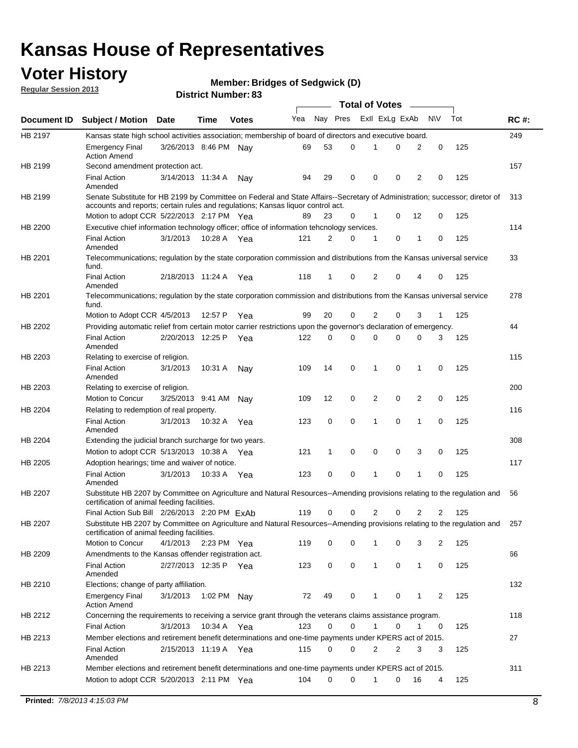# Kansas House of Representatives

## Voter History

**Regular Session 2013**

**Member: Bridges of Sedgwick (D)**

**District Number: 83**

| Document ID | Subject / Motion | Date | Time | Votes | Yea | Nay | Pres | ExII | ExLg | ExAb | N\V | Tot | RC #: |
|---|---|---|---|---|---|---|---|---|---|---|---|---|---|
| HB 2197 | Kansas state high school activities association; membership of board of directors and executive board. | | | | | | | | | | | | 249 |
| | Emergency Final Action Amend | 3/26/2013 | 8:46 PM | Nay | 69 | 53 | 0 | 1 | 0 | 2 | 0 | 125 | |
| HB 2199 | Second amendment protection act. | | | | | | | | | | | | 157 |
| | Final Action Amended | 3/14/2013 | 11:34 A | Nay | 94 | 29 | 0 | 0 | 0 | 2 | 0 | 125 | |
| HB 2199 | Senate Substitute for HB 2199 by Committee on Federal and State Affairs--Secretary of Administration; successor; diretor of accounts and reports; certain rules and regulations; Kansas liquor control act. | | | | | | | | | | | | 313 |
| | Motion to adopt CCR | 5/22/2013 | 2:17 PM | Yea | 89 | 23 | 0 | 1 | 0 | 12 | 0 | 125 | |
| HB 2200 | Executive chief information technology officer; office of information tehcnology services. | | | | | | | | | | | | 114 |
| | Final Action Amended | 3/1/2013 | 10:28 A | Yea | 121 | 2 | 0 | 1 | 0 | 1 | 0 | 125 | |
| HB 2201 | Telecommunications; regulation by the state corporation commission and distributions from the Kansas universal service fund. | | | | | | | | | | | | 33 |
| | Final Action Amended | 2/18/2013 | 11:24 A | Yea | 118 | 1 | 0 | 2 | 0 | 4 | 0 | 125 | |
| HB 2201 | Telecommunications; regulation by the state corporation commission and distributions from the Kansas universal service fund. | | | | | | | | | | | | 278 |
| | Motion to Adopt CCR | 4/5/2013 | 12:57 P | Yea | 99 | 20 | 0 | 2 | 0 | 3 | 1 | 125 | |
| HB 2202 | Providing automatic relief from certain motor carrier restrictions upon the governor's declaration of emergency. | | | | | | | | | | | | 44 |
| | Final Action Amended | 2/20/2013 | 12:25 P | Yea | 122 | 0 | 0 | 0 | 0 | 0 | 3 | 125 | |
| HB 2203 | Relating to exercise of religion. | | | | | | | | | | | | 115 |
| | Final Action Amended | 3/1/2013 | 10:31 A | Nay | 109 | 14 | 0 | 1 | 0 | 1 | 0 | 125 | |
| HB 2203 | Relating to exercise of religion. | | | | | | | | | | | | 200 |
| | Motion to Concur | 3/25/2013 | 9:41 AM | Nay | 109 | 12 | 0 | 2 | 0 | 2 | 0 | 125 | |
| HB 2204 | Relating to redemption of real property. | | | | | | | | | | | | 116 |
| | Final Action Amended | 3/1/2013 | 10:32 A | Yea | 123 | 0 | 0 | 1 | 0 | 1 | 0 | 125 | |
| HB 2204 | Extending the judicial branch surcharge for two years. | | | | | | | | | | | | 308 |
| | Motion to adopt CCR | 5/13/2013 | 10:38 A | Yea | 121 | 1 | 0 | 0 | 0 | 3 | 0 | 125 | |
| HB 2205 | Adoption hearings; time and waiver of notice. | | | | | | | | | | | | 117 |
| | Final Action Amended | 3/1/2013 | 10:33 A | Yea | 123 | 0 | 0 | 1 | 0 | 1 | 0 | 125 | |
| HB 2207 | Substitute HB 2207 by Committee on Agriculture and Natural Resources--Amending provisions relating to the regulation and certification of animal feeding facilities. | | | | | | | | | | | | 56 |
| | Final Action Sub Bill | 2/26/2013 | 2:20 PM | ExAb | 119 | 0 | 0 | 2 | 0 | 2 | 2 | 125 | |
| HB 2207 | Substitute HB 2207 by Committee on Agriculture and Natural Resources--Amending provisions relating to the regulation and certification of animal feeding facilities. | | | | | | | | | | | | 257 |
| | Motion to Concur | 4/1/2013 | 2:23 PM | Yea | 119 | 0 | 0 | 1 | 0 | 3 | 2 | 125 | |
| HB 2209 | Amendments to the Kansas offender registration act. | | | | | | | | | | | | 66 |
| | Final Action Amended | 2/27/2013 | 12:35 P | Yea | 123 | 0 | 0 | 1 | 0 | 1 | 0 | 125 | |
| HB 2210 | Elections; change of party affiliation. | | | | | | | | | | | | 132 |
| | Emergency Final Action Amend | 3/1/2013 | 1:02 PM | Nay | 72 | 49 | 0 | 1 | 0 | 1 | 2 | 125 | |
| HB 2212 | Concerning the requirements to receiving a service grant through the veterans claims assistance program. | | | | | | | | | | | | 118 |
| | Final Action | 3/1/2013 | 10:34 A | Yea | 123 | 0 | 0 | 1 | 0 | 1 | 0 | 125 | |
| HB 2213 | Member elections and retirement benefit determinations and one-time payments under KPERS act of 2015. | | | | | | | | | | | | 27 |
| | Final Action Amended | 2/15/2013 | 11:19 A | Yea | 115 | 0 | 0 | 2 | 2 | 3 | 3 | 125 | |
| HB 2213 | Member elections and retirement benefit determinations and one-time payments under KPERS act of 2015. | | | | | | | | | | | | 311 |
| | Motion to adopt CCR | 5/20/2013 | 2:11 PM | Yea | 104 | 0 | 0 | 1 | 0 | 16 | 4 | 125 | |

**Printed:** *7/8/2013 4:15:03 PM*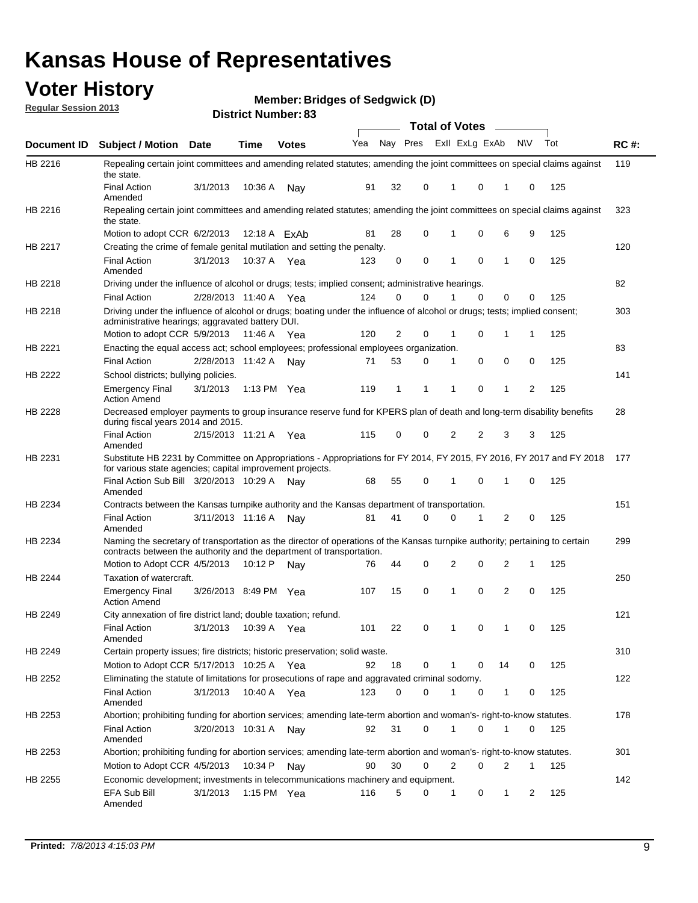# Kansas House of Representatives

## Voter History

**Regular Session 2013**

**Member: Bridges of Sedgwick (D)**

**District Number: 83**

| Document ID | Subject / Motion | Date | Time | Votes | Yea | Nay | Pres | ExlI | ExLg | ExAb | N\V | Tot | RC #: |
|---|---|---|---|---|---|---|---|---|---|---|---|---|---|
| HB 2216 | Repealing certain joint committees and amending related statutes; amending the joint committees on special claims against the state. | | | | | | | | | | | | 119 |
| | Final Action Amended | 3/1/2013 | 10:36 A | Nay | 91 | 32 | 0 | 1 | 0 | 1 | 0 | 125 | |
| HB 2216 | Repealing certain joint committees and amending related statutes; amending the joint committees on special claims against the state. | | | | | | | | | | | | 323 |
| | Motion to adopt CCR | 6/2/2013 | 12:18 A | ExAb | 81 | 28 | 0 | 1 | 0 | 6 | 9 | 125 | |
| HB 2217 | Creating the crime of female genital mutilation and setting the penalty. | | | | | | | | | | | | 120 |
| | Final Action Amended | 3/1/2013 | 10:37 A | Yea | 123 | 0 | 0 | 1 | 0 | 1 | 0 | 125 | |
| HB 2218 | Driving under the influence of alcohol or drugs; tests; implied consent; administrative hearings. | | | | | | | | | | | | 82 |
| | Final Action | 2/28/2013 | 11:40 A | Yea | 124 | 0 | 0 | 1 | 0 | 0 | 0 | 125 | |
| HB 2218 | Driving under the influence of alcohol or drugs; boating under the influence of alcohol or drugs; tests; implied consent; administrative hearings; aggravated battery DUI. | | | | | | | | | | | | 303 |
| | Motion to adopt CCR | 5/9/2013 | 11:46 A | Yea | 120 | 2 | 0 | 1 | 0 | 1 | 1 | 125 | |
| HB 2221 | Enacting the equal access act; school employees; professional employees organization. | | | | | | | | | | | | 83 |
| | Final Action | 2/28/2013 | 11:42 A | Nay | 71 | 53 | 0 | 1 | 0 | 0 | 0 | 125 | |
| HB 2222 | School districts; bullying policies. | | | | | | | | | | | | 141 |
| | Emergency Final Action Amend | 3/1/2013 | 1:13 PM | Yea | 119 | 1 | 1 | 1 | 0 | 1 | 2 | 125 | |
| HB 2228 | Decreased employer payments to group insurance reserve fund for KPERS plan of death and long-term disability benefits during fiscal years 2014 and 2015. | | | | | | | | | | | | 28 |
| | Final Action Amended | 2/15/2013 | 11:21 A | Yea | 115 | 0 | 0 | 2 | 2 | 3 | 3 | 125 | |
| HB 2231 | Substitute HB 2231 by Committee on Appropriations - Appropriations for FY 2014, FY 2015, FY 2016, FY 2017 and FY 2018 for various state agencies; capital improvement projects. | | | | | | | | | | | | 177 |
| | Final Action Sub Bill Amended | 3/20/2013 | 10:29 A | Nay | 68 | 55 | 0 | 1 | 0 | 1 | 0 | 125 | |
| HB 2234 | Contracts between the Kansas turnpike authority and the Kansas department of transportation. | | | | | | | | | | | | 151 |
| | Final Action Amended | 3/11/2013 | 11:16 A | Nay | 81 | 41 | 0 | 0 | 1 | 2 | 0 | 125 | |
| HB 2234 | Naming the secretary of transportation as the director of operations of the Kansas turnpike authority; pertaining to certain contracts between the authority and the department of transportation. | | | | | | | | | | | | 299 |
| | Motion to Adopt CCR | 4/5/2013 | 10:12 P | Nay | 76 | 44 | 0 | 2 | 0 | 2 | 1 | 125 | |
| HB 2244 | Taxation of watercraft. | | | | | | | | | | | | 250 |
| | Emergency Final Action Amend | 3/26/2013 | 8:49 PM | Yea | 107 | 15 | 0 | 1 | 0 | 2 | 0 | 125 | |
| HB 2249 | City annexation of fire district land; double taxation; refund. | | | | | | | | | | | | 121 |
| | Final Action Amended | 3/1/2013 | 10:39 A | Yea | 101 | 22 | 0 | 1 | 0 | 1 | 0 | 125 | |
| HB 2249 | Certain property issues; fire districts; historic preservation; solid waste. | | | | | | | | | | | | 310 |
| | Motion to Adopt CCR | 5/17/2013 | 10:25 A | Yea | 92 | 18 | 0 | 1 | 0 | 14 | 0 | 125 | |
| HB 2252 | Eliminating the statute of limitations for prosecutions of rape and aggravated criminal sodomy. | | | | | | | | | | | | 122 |
| | Final Action Amended | 3/1/2013 | 10:40 A | Yea | 123 | 0 | 0 | 1 | 0 | 1 | 0 | 125 | |
| HB 2253 | Abortion; prohibiting funding for abortion services; amending late-term abortion and woman's- right-to-know statutes. | | | | | | | | | | | | 178 |
| | Final Action Amended | 3/20/2013 | 10:31 A | Nay | 92 | 31 | 0 | 1 | 0 | 1 | 0 | 125 | |
| HB 2253 | Abortion; prohibiting funding for abortion services; amending late-term abortion and woman's- right-to-know statutes. | | | | | | | | | | | | 301 |
| | Motion to Adopt CCR | 4/5/2013 | 10:34 P | Nay | 90 | 30 | 0 | 2 | 0 | 2 | 1 | 125 | |
| HB 2255 | Economic development; investments in telecommunications machinery and equipment. | | | | | | | | | | | | 142 |
| | EFA Sub Bill Amended | 3/1/2013 | 1:15 PM | Yea | 116 | 5 | 0 | 1 | 0 | 1 | 2 | 125 | |

**Printed:** 7/8/2013 4:15:03 PM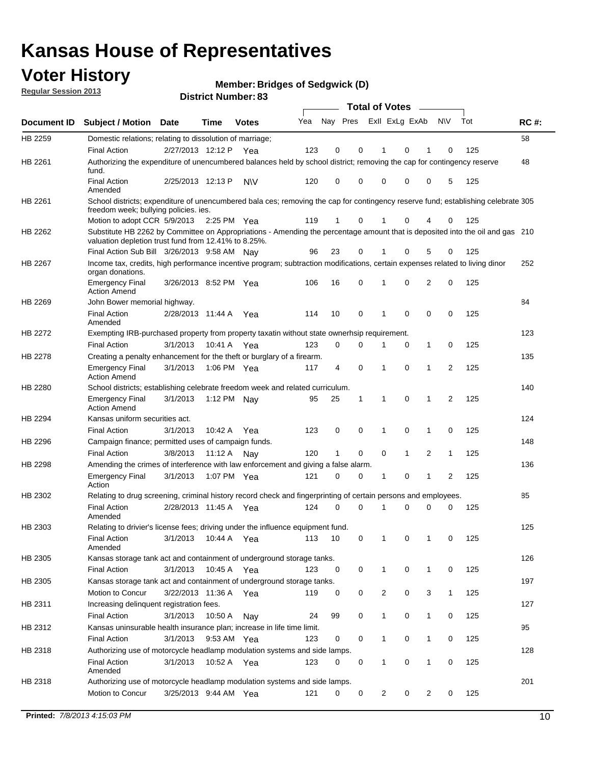# Kansas House of Representatives

## Voter History

**Regular Session 2013**

**Member: Bridges of Sedgwick (D)**

**District Number: 83**

| Document ID | Subject / Motion | Date | Time | Votes | Yea | Nay | Pres | ExII | ExLg | ExAb | N\V | Tot | RC #: |
|---|---|---|---|---|---|---|---|---|---|---|---|---|---|
| HB 2259 | Domestic relations; relating to dissolution of marriage; | | | | | | | | | | | | 58 |
| | Final Action | 2/27/2013 | 12:12 P | Yea | 123 | 0 | 0 | 1 | 0 | 1 | 0 | 125 | |
| HB 2261 | Authorizing the expenditure of unencumbered balances held by school district; removing the cap for contingency reserve fund. | | | | | | | | | | | | 48 |
| | Final Action Amended | 2/25/2013 | 12:13 P | N\V | 120 | 0 | 0 | 0 | 0 | 0 | 5 | 125 | |
| HB 2261 | School districts; expenditure of unencumbered bala ces; removing the cap for contingency reserve fund; establishing celebrate freedom week; bullying policies. ies. | | | | | | | | | | | | 305 |
| | Motion to adopt CCR | 5/9/2013 | 2:25 PM | Yea | 119 | 1 | 0 | 1 | 0 | 4 | 0 | 125 | |
| HB 2262 | Substitute HB 2262 by Committee on Appropriations - Amending the percentage amount that is deposited into the oil and gas valuation depletion trust fund from 12.41% to 8.25%. | | | | | | | | | | | | 210 |
| | Final Action Sub Bill | 3/26/2013 | 9:58 AM | Nay | 96 | 23 | 0 | 1 | 0 | 5 | 0 | 125 | |
| HB 2267 | Income tax, credits, high performance incentive program; subtraction modifications, certain expenses related to living dinor organ donations. | | | | | | | | | | | | 252 |
| | Emergency Final Action Amend | 3/26/2013 | 8:52 PM | Yea | 106 | 16 | 0 | 1 | 0 | 2 | 0 | 125 | |
| HB 2269 | John Bower memorial highway. | | | | | | | | | | | | 84 |
| | Final Action Amended | 2/28/2013 | 11:44 A | Yea | 114 | 10 | 0 | 1 | 0 | 0 | 0 | 125 | |
| HB 2272 | Exempting IRB-purchased property from property taxatin without state ownerhsip requirement. | | | | | | | | | | | | 123 |
| | Final Action | 3/1/2013 | 10:41 A | Yea | 123 | 0 | 0 | 1 | 0 | 1 | 0 | 125 | |
| HB 2278 | Creating a penalty enhancement for the theft or burglary of a firearm. | | | | | | | | | | | | 135 |
| | Emergency Final Action Amend | 3/1/2013 | 1:06 PM | Yea | 117 | 4 | 0 | 1 | 0 | 1 | 2 | 125 | |
| HB 2280 | School districts; establishing celebrate freedom week and related curriculum. | | | | | | | | | | | | 140 |
| | Emergency Final Action Amend | 3/1/2013 | 1:12 PM | Nay | 95 | 25 | 1 | 1 | 0 | 1 | 2 | 125 | |
| HB 2294 | Kansas uniform securities act. | | | | | | | | | | | | 124 |
| | Final Action | 3/1/2013 | 10:42 A | Yea | 123 | 0 | 0 | 1 | 0 | 1 | 0 | 125 | |
| HB 2296 | Campaign finance; permitted uses of campaign funds. | | | | | | | | | | | | 148 |
| | Final Action | 3/8/2013 | 11:12 A | Nay | 120 | 1 | 0 | 0 | 1 | 2 | 1 | 125 | |
| HB 2298 | Amending the crimes of interference with law enforcement and giving a false alarm. | | | | | | | | | | | | 136 |
| | Emergency Final Action | 3/1/2013 | 1:07 PM | Yea | 121 | 0 | 0 | 1 | 0 | 1 | 2 | 125 | |
| HB 2302 | Relating to drug screening, criminal history record check and fingerprinting of certain persons and employees. | | | | | | | | | | | | 85 |
| | Final Action Amended | 2/28/2013 | 11:45 A | Yea | 124 | 0 | 0 | 1 | 0 | 0 | 0 | 125 | |
| HB 2303 | Relating to drivier's license fees; driving under the influence equipment fund. | | | | | | | | | | | | 125 |
| | Final Action Amended | 3/1/2013 | 10:44 A | Yea | 113 | 10 | 0 | 1 | 0 | 1 | 0 | 125 | |
| HB 2305 | Kansas storage tank act and containment of underground storage tanks. | | | | | | | | | | | | 126 |
| | Final Action | 3/1/2013 | 10:45 A | Yea | 123 | 0 | 0 | 1 | 0 | 1 | 0 | 125 | |
| HB 2305 | Kansas storage tank act and containment of underground storage tanks. | | | | | | | | | | | | 197 |
| | Motion to Concur | 3/22/2013 | 11:36 A | Yea | 119 | 0 | 0 | 2 | 0 | 3 | 1 | 125 | |
| HB 2311 | Increasing delinquent registration fees. | | | | | | | | | | | | 127 |
| | Final Action | 3/1/2013 | 10:50 A | Nay | 24 | 99 | 0 | 1 | 0 | 1 | 0 | 125 | |
| HB 2312 | Kansas uninsurable health insurance plan; increase in life time limit. | | | | | | | | | | | | 95 |
| | Final Action | 3/1/2013 | 9:53 AM | Yea | 123 | 0 | 0 | 1 | 0 | 1 | 0 | 125 | |
| HB 2318 | Authorizing use of motorcycle headlamp modulation systems and side lamps. | | | | | | | | | | | | 128 |
| | Final Action Amended | 3/1/2013 | 10:52 A | Yea | 123 | 0 | 0 | 1 | 0 | 1 | 0 | 125 | |
| HB 2318 | Authorizing use of motorcycle headlamp modulation systems and side lamps. | | | | | | | | | | | | 201 |
| | Motion to Concur | 3/25/2013 | 9:44 AM | Yea | 121 | 0 | 0 | 2 | 0 | 2 | 0 | 125 | |

**Printed:** *7/8/2013 4:15:03 PM*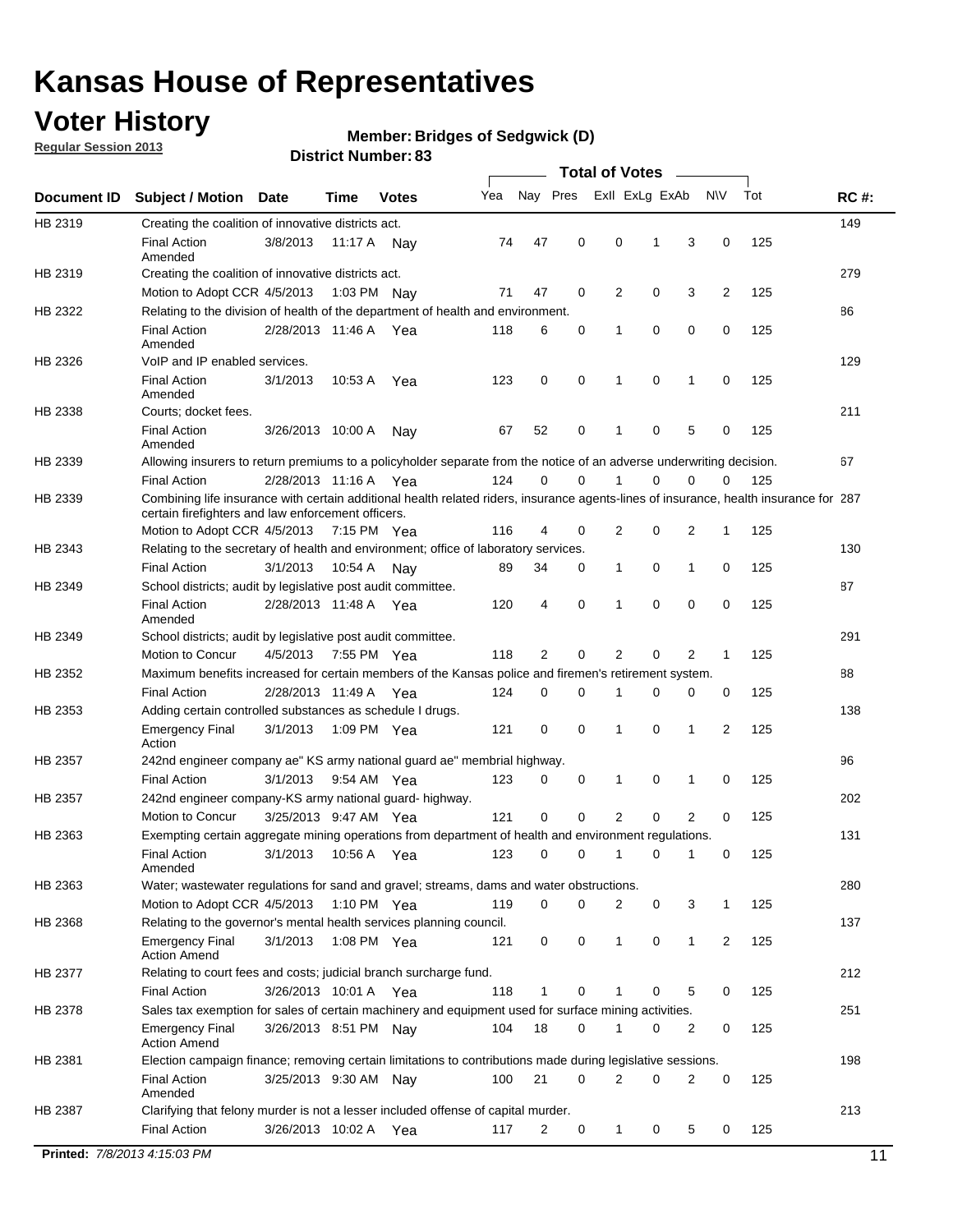# Kansas House of Representatives

## Voter History

**Regular Session 2013**

**Member: Bridges of Sedgwick (D)**

**District Number: 83**

| Document ID | Subject / Motion | Date | Time | Votes | Yea | Nay | Pres | ExII | ExLg | ExAb | N\V | Tot | RC #: |
|---|---|---|---|---|---|---|---|---|---|---|---|---|---|
| HB 2319 | Creating the coalition of innovative districts act. | | | | | | | | | | | | 149 |
| | Final Action Amended | 3/8/2013 | 11:17 A | Nay | 74 | 47 | 0 | 0 | 1 | 3 | 0 | 125 | |
| HB 2319 | Creating the coalition of innovative districts act. | | | | | | | | | | | | 279 |
| | Motion to Adopt CCR | 4/5/2013 | 1:03 PM | Nay | 71 | 47 | 0 | 2 | 0 | 3 | 2 | 125 | |
| HB 2322 | Relating to the division of health of the department of health and environment. | | | | | | | | | | | | 86 |
| | Final Action Amended | 2/28/2013 | 11:46 A | Yea | 118 | 6 | 0 | 1 | 0 | 0 | 0 | 125 | |
| HB 2326 | VoIP and IP enabled services. | | | | | | | | | | | | 129 |
| | Final Action Amended | 3/1/2013 | 10:53 A | Yea | 123 | 0 | 0 | 1 | 0 | 1 | 0 | 125 | |
| HB 2338 | Courts; docket fees. | | | | | | | | | | | | 211 |
| | Final Action Amended | 3/26/2013 | 10:00 A | Nay | 67 | 52 | 0 | 1 | 0 | 5 | 0 | 125 | |
| HB 2339 | Allowing insurers to return premiums to a policyholder separate from the notice of an adverse underwriting decision. | | | | | | | | | | | | 67 |
| | Final Action | 2/28/2013 | 11:16 A | Yea | 124 | 0 | 0 | 1 | 0 | 0 | 0 | 125 | |
| HB 2339 | Combining life insurance with certain additional health related riders, insurance agents-lines of insurance, health insurance for certain firefighters and law enforcement officers. | | | | | | | | | | | | 287 |
| | Motion to Adopt CCR | 4/5/2013 | 7:15 PM | Yea | 116 | 4 | 0 | 2 | 0 | 2 | 1 | 125 | |
| HB 2343 | Relating to the secretary of health and environment; office of laboratory services. | | | | | | | | | | | | 130 |
| | Final Action | 3/1/2013 | 10:54 A | Nay | 89 | 34 | 0 | 1 | 0 | 1 | 0 | 125 | |
| HB 2349 | School districts; audit by legislative post audit committee. | | | | | | | | | | | | 87 |
| | Final Action Amended | 2/28/2013 | 11:48 A | Yea | 120 | 4 | 0 | 1 | 0 | 0 | 0 | 125 | |
| HB 2349 | School districts; audit by legislative post audit committee. | | | | | | | | | | | | 291 |
| | Motion to Concur | 4/5/2013 | 7:55 PM | Yea | 118 | 2 | 0 | 2 | 0 | 2 | 1 | 125 | |
| HB 2352 | Maximum benefits increased for certain members of the Kansas police and firemen's retirement system. | | | | | | | | | | | | 88 |
| | Final Action | 2/28/2013 | 11:49 A | Yea | 124 | 0 | 0 | 1 | 0 | 0 | 0 | 125 | |
| HB 2353 | Adding certain controlled substances as schedule I drugs. | | | | | | | | | | | | 138 |
| | Emergency Final Action | 3/1/2013 | 1:09 PM | Yea | 121 | 0 | 0 | 1 | 0 | 1 | 2 | 125 | |
| HB 2357 | 242nd engineer company ae" KS army national guard ae" membrial highway. | | | | | | | | | | | | 96 |
| | Final Action | 3/1/2013 | 9:54 AM | Yea | 123 | 0 | 0 | 1 | 0 | 1 | 0 | 125 | |
| HB 2357 | 242nd engineer company-KS army national guard- highway. | | | | | | | | | | | | 202 |
| | Motion to Concur | 3/25/2013 | 9:47 AM | Yea | 121 | 0 | 0 | 2 | 0 | 2 | 0 | 125 | |
| HB 2363 | Exempting certain aggregate mining operations from department of health and environment regulations. | | | | | | | | | | | | 131 |
| | Final Action Amended | 3/1/2013 | 10:56 A | Yea | 123 | 0 | 0 | 1 | 0 | 1 | 0 | 125 | |
| HB 2363 | Water; wastewater regulations for sand and gravel; streams, dams and water obstructions. | | | | | | | | | | | | 280 |
| | Motion to Adopt CCR | 4/5/2013 | 1:10 PM | Yea | 119 | 0 | 0 | 2 | 0 | 3 | 1 | 125 | |
| HB 2368 | Relating to the governor's mental health services planning council. | | | | | | | | | | | | 137 |
| | Emergency Final Action Amend | 3/1/2013 | 1:08 PM | Yea | 121 | 0 | 0 | 1 | 0 | 1 | 2 | 125 | |
| HB 2377 | Relating to court fees and costs; judicial branch surcharge fund. | | | | | | | | | | | | 212 |
| | Final Action | 3/26/2013 | 10:01 A | Yea | 118 | 1 | 0 | 1 | 0 | 5 | 0 | 125 | |
| HB 2378 | Sales tax exemption for sales of certain machinery and equipment used for surface mining activities. | | | | | | | | | | | | 251 |
| | Emergency Final Action Amend | 3/26/2013 | 8:51 PM | Nay | 104 | 18 | 0 | 1 | 0 | 2 | 0 | 125 | |
| HB 2381 | Election campaign finance; removing certain limitations to contributions made during legislative sessions. | | | | | | | | | | | | 198 |
| | Final Action Amended | 3/25/2013 | 9:30 AM | Nay | 100 | 21 | 0 | 2 | 0 | 2 | 0 | 125 | |
| HB 2387 | Clarifying that felony murder is not a lesser included offense of capital murder. | | | | | | | | | | | | 213 |
| | Final Action | 3/26/2013 | 10:02 A | Yea | 117 | 2 | 0 | 1 | 0 | 5 | 0 | 125 | |

**Printed:** *7/8/2013 4:15:03 PM*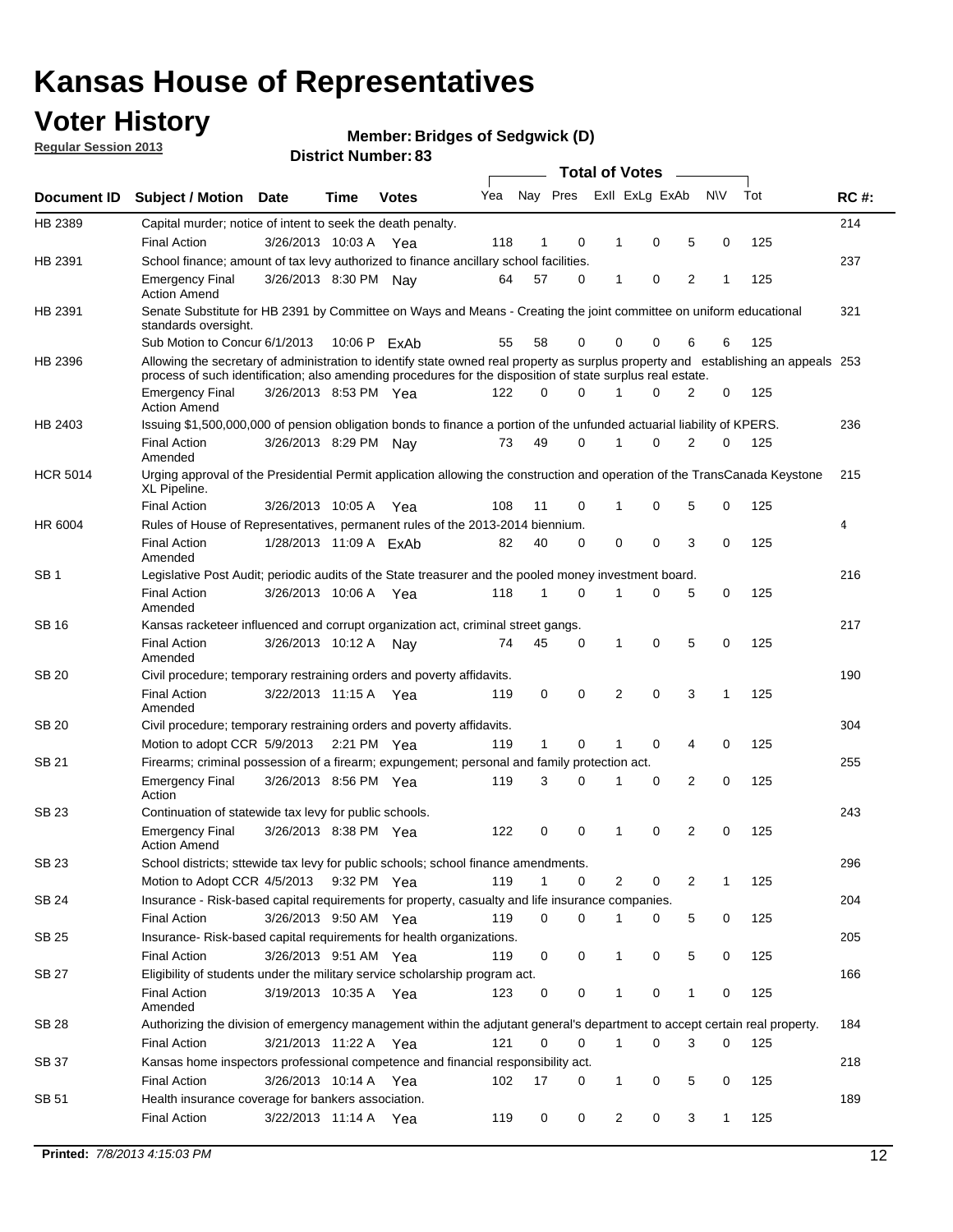# Kansas House of Representatives

## Voter History

**Regular Session 2013**

**Member: Bridges of Sedgwick (D)**

**District Number: 83**

| Document ID | Subject / Motion | Date | Time | Votes | Yea | Nay | Pres | ExII | ExLg | ExAb | N\V | Tot | RC #: |
|---|---|---|---|---|---|---|---|---|---|---|---|---|---|
| HB 2389 | Capital murder; notice of intent to seek the death penalty. | | | | | | | | | | | | 214 |
| | Final Action | 3/26/2013 | 10:03 A | Yea | 118 | 1 | 0 | 1 | 0 | 5 | 0 | 125 | |
| HB 2391 | School finance; amount of tax levy authorized to finance ancillary school facilities. | | | | | | | | | | | | 237 |
| | Emergency Final Action Amend | 3/26/2013 | 8:30 PM | Nay | 64 | 57 | 0 | 1 | 0 | 2 | 1 | 125 | |
| HB 2391 | Senate Substitute for HB 2391 by Committee on Ways and Means - Creating the joint committee on uniform educational standards oversight. | | | | | | | | | | | | 321 |
| | Sub Motion to Concur | 6/1/2013 | 10:06 P | ExAb | 55 | 58 | 0 | 0 | 0 | 6 | 6 | 125 | |
| HB 2396 | Allowing the secretary of administration to identify state owned real property as surplus property and establishing an appeals process of such identification; also amending procedures for the disposition of state surplus real estate. | | | | | | | | | | | | 253 |
| | Emergency Final Action Amend | 3/26/2013 | 8:53 PM | Yea | 122 | 0 | 0 | 1 | 0 | 2 | 0 | 125 | |
| HB 2403 | Issuing $1,500,000,000 of pension obligation bonds to finance a portion of the unfunded actuarial liability of KPERS. | | | | | | | | | | | | 236 |
| | Final Action Amended | 3/26/2013 | 8:29 PM | Nay | 73 | 49 | 0 | 1 | 0 | 2 | 0 | 125 | |
| HCR 5014 | Urging approval of the Presidential Permit application allowing the construction and operation of the TransCanada Keystone XL Pipeline. | | | | | | | | | | | | 215 |
| | Final Action | 3/26/2013 | 10:05 A | Yea | 108 | 11 | 0 | 1 | 0 | 5 | 0 | 125 | |
| HR 6004 | Rules of House of Representatives, permanent rules of the 2013-2014 biennium. | | | | | | | | | | | | 4 |
| | Final Action Amended | 1/28/2013 | 11:09 A | ExAb | 82 | 40 | 0 | 0 | 0 | 3 | 0 | 125 | |
| SB 1 | Legislative Post Audit; periodic audits of the State treasurer and the pooled money investment board. | | | | | | | | | | | | 216 |
| | Final Action Amended | 3/26/2013 | 10:06 A | Yea | 118 | 1 | 0 | 1 | 0 | 5 | 0 | 125 | |
| SB 16 | Kansas racketeer influenced and corrupt organization act, criminal street gangs. | | | | | | | | | | | | 217 |
| | Final Action Amended | 3/26/2013 | 10:12 A | Nay | 74 | 45 | 0 | 1 | 0 | 5 | 0 | 125 | |
| SB 20 | Civil procedure; temporary restraining orders and poverty affidavits. | | | | | | | | | | | | 190 |
| | Final Action Amended | 3/22/2013 | 11:15 A | Yea | 119 | 0 | 0 | 2 | 0 | 3 | 1 | 125 | |
| SB 20 | Civil procedure; temporary restraining orders and poverty affidavits. | | | | | | | | | | | | 304 |
| | Motion to adopt CCR | 5/9/2013 | 2:21 PM | Yea | 119 | 1 | 0 | 1 | 0 | 4 | 0 | 125 | |
| SB 21 | Firearms; criminal possession of a firearm; expungement; personal and family protection act. | | | | | | | | | | | | 255 |
| | Emergency Final Action | 3/26/2013 | 8:56 PM | Yea | 119 | 3 | 0 | 1 | 0 | 2 | 0 | 125 | |
| SB 23 | Continuation of statewide tax levy for public schools. | | | | | | | | | | | | 243 |
| | Emergency Final Action Amend | 3/26/2013 | 8:38 PM | Yea | 122 | 0 | 0 | 1 | 0 | 2 | 0 | 125 | |
| SB 23 | School districts; sttewide tax levy for public schools; school finance amendments. | | | | | | | | | | | | 296 |
| | Motion to Adopt CCR | 4/5/2013 | 9:32 PM | Yea | 119 | 1 | 0 | 2 | 0 | 2 | 1 | 125 | |
| SB 24 | Insurance - Risk-based capital requirements for property, casualty and life insurance companies. | | | | | | | | | | | | 204 |
| | Final Action | 3/26/2013 | 9:50 AM | Yea | 119 | 0 | 0 | 1 | 0 | 5 | 0 | 125 | |
| SB 25 | Insurance- Risk-based capital requirements for health organizations. | | | | | | | | | | | | 205 |
| | Final Action | 3/26/2013 | 9:51 AM | Yea | 119 | 0 | 0 | 1 | 0 | 5 | 0 | 125 | |
| SB 27 | Eligibility of students under the military service scholarship program act. | | | | | | | | | | | | 166 |
| | Final Action Amended | 3/19/2013 | 10:35 A | Yea | 123 | 0 | 0 | 1 | 0 | 1 | 0 | 125 | |
| SB 28 | Authorizing the division of emergency management within the adjutant general's department to accept certain real property. | | | | | | | | | | | | 184 |
| | Final Action | 3/21/2013 | 11:22 A | Yea | 121 | 0 | 0 | 1 | 0 | 3 | 0 | 125 | |
| SB 37 | Kansas home inspectors professional competence and financial responsibility act. | | | | | | | | | | | | 218 |
| | Final Action | 3/26/2013 | 10:14 A | Yea | 102 | 17 | 0 | 1 | 0 | 5 | 0 | 125 | |
| SB 51 | Health insurance coverage for bankers association. | | | | | | | | | | | | 189 |
| | Final Action | 3/22/2013 | 11:14 A | Yea | 119 | 0 | 0 | 2 | 0 | 3 | 1 | 125 | |

**Printed:** 7/8/2013 4:15:03 PM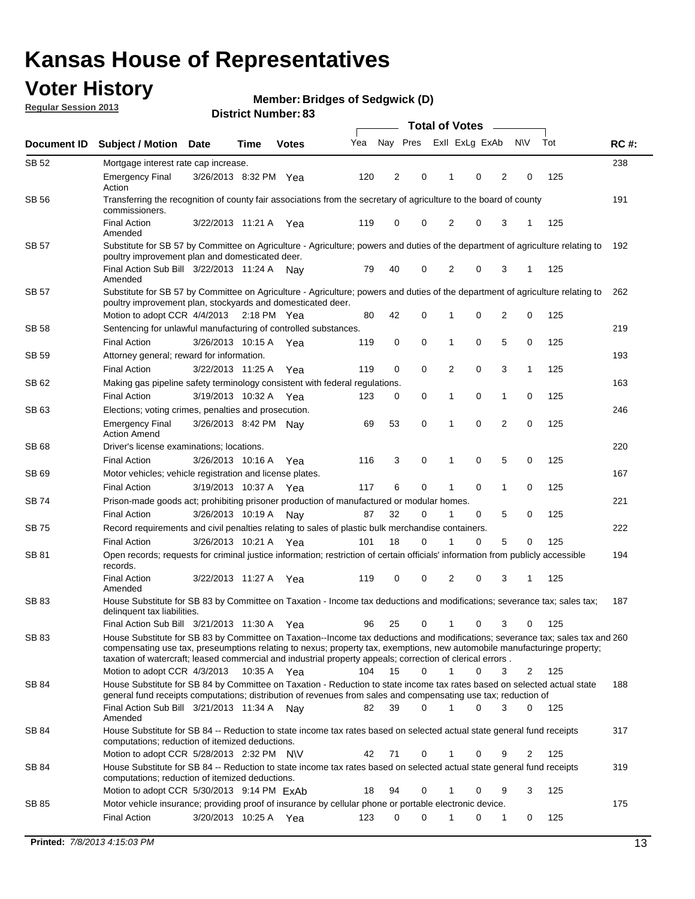# Kansas House of Representatives

## Voter History

**Regular Session 2013**

**Member: Bridges of Sedgwick (D)**

**District Number: 83**

| Document ID | Subject / Motion | Date | Time | Votes | Yea | Nay | Pres | ExII | ExLg | ExAb | N\V | Tot | RC #: |
|---|---|---|---|---|---|---|---|---|---|---|---|---|---|
| SB 52 | Mortgage interest rate cap increase. | | | | | | | | | | | | 238 |
| | Emergency Final Action | 3/26/2013 | 8:32 PM | Yea | 120 | 2 | 0 | 1 | 0 | 2 | 0 | 125 | |
| SB 56 | Transferring the recognition of county fair associations from the secretary of agriculture to the board of county commissioners. | | | | | | | | | | | | 191 |
| | Final Action Amended | 3/22/2013 | 11:21 A | Yea | 119 | 0 | 0 | 2 | 0 | 3 | 1 | 125 | |
| SB 57 | Substitute for SB 57 by Committee on Agriculture - Agriculture; powers and duties of the department of agriculture relating to poultry improvement plan and domesticated deer. | | | | | | | | | | | | 192 |
| | Final Action Sub Bill Amended | 3/22/2013 | 11:24 A | Nay | 79 | 40 | 0 | 2 | 0 | 3 | 1 | 125 | |
| SB 57 | Substitute for SB 57 by Committee on Agriculture - Agriculture; powers and duties of the department of agriculture relating to poultry improvement plan, stockyards and domesticated deer. | | | | | | | | | | | | 262 |
| | Motion to adopt CCR | 4/4/2013 | 2:18 PM | Yea | 80 | 42 | 0 | 1 | 0 | 2 | 0 | 125 | |
| SB 58 | Sentencing for unlawful manufacturing of controlled substances. | | | | | | | | | | | | 219 |
| | Final Action | 3/26/2013 | 10:15 A | Yea | 119 | 0 | 0 | 1 | 0 | 5 | 0 | 125 | |
| SB 59 | Attorney general; reward for information. | | | | | | | | | | | | 193 |
| | Final Action | 3/22/2013 | 11:25 A | Yea | 119 | 0 | 0 | 2 | 0 | 3 | 1 | 125 | |
| SB 62 | Making gas pipeline safety terminology consistent with federal regulations. | | | | | | | | | | | | 163 |
| | Final Action | 3/19/2013 | 10:32 A | Yea | 123 | 0 | 0 | 1 | 0 | 1 | 0 | 125 | |
| SB 63 | Elections; voting crimes, penalties and prosecution. | | | | | | | | | | | | 246 |
| | Emergency Final Action Amend | 3/26/2013 | 8:42 PM | Nay | 69 | 53 | 0 | 1 | 0 | 2 | 0 | 125 | |
| SB 68 | Driver's license examinations; locations. | | | | | | | | | | | | 220 |
| | Final Action | 3/26/2013 | 10:16 A | Yea | 116 | 3 | 0 | 1 | 0 | 5 | 0 | 125 | |
| SB 69 | Motor vehicles; vehicle registration and license plates. | | | | | | | | | | | | 167 |
| | Final Action | 3/19/2013 | 10:37 A | Yea | 117 | 6 | 0 | 1 | 0 | 1 | 0 | 125 | |
| SB 74 | Prison-made goods act; prohibiting prisoner production of manufactured or modular homes. | | | | | | | | | | | | 221 |
| | Final Action | 3/26/2013 | 10:19 A | Nay | 87 | 32 | 0 | 1 | 0 | 5 | 0 | 125 | |
| SB 75 | Record requirements and civil penalties relating to sales of plastic bulk merchandise containers. | | | | | | | | | | | | 222 |
| | Final Action | 3/26/2013 | 10:21 A | Yea | 101 | 18 | 0 | 1 | 0 | 5 | 0 | 125 | |
| SB 81 | Open records; requests for criminal justice information; restriction of certain officials' information from publicly accessible records. | | | | | | | | | | | | 194 |
| | Final Action Amended | 3/22/2013 | 11:27 A | Yea | 119 | 0 | 0 | 2 | 0 | 3 | 1 | 125 | |
| SB 83 | House Substitute for SB 83 by Committee on Taxation - Income tax deductions and modifications; severance tax; sales tax; delinquent tax liabilities. | | | | | | | | | | | | 187 |
| | Final Action Sub Bill | 3/21/2013 | 11:30 A | Yea | 96 | 25 | 0 | 1 | 0 | 3 | 0 | 125 | |
| SB 83 | House Substitute for SB 83 by Committee on Taxation--Income tax deductions and modifications; severance tax; sales tax and compensating use tax, preseumptions relating to nexus; property tax, exemptions, new automobile manufacturinge property; taxation of watercraft; leased commercial and industrial property appeals; correction of clerical errors . | | | | | | | | | | | | 260 |
| | Motion to adopt CCR | 4/3/2013 | 10:35 A | Yea | 104 | 15 | 0 | 1 | 0 | 3 | 2 | 125 | |
| SB 84 | House Substitute for SB 84 by Committee on Taxation - Reduction to state income tax rates based on selected actual state general fund receipts computations; distribution of revenues from sales and compensating use tax; reduction of | | | | | | | | | | | | 188 |
| | Final Action Sub Bill Amended | 3/21/2013 | 11:34 A | Nay | 82 | 39 | 0 | 1 | 0 | 3 | 0 | 125 | |
| SB 84 | House Substitute for SB 84 -- Reduction to state income tax rates based on selected actual state general fund receipts computations; reduction of itemized deductions. | | | | | | | | | | | | 317 |
| | Motion to adopt CCR | 5/28/2013 | 2:32 PM | N\V | 42 | 71 | 0 | 1 | 0 | 9 | 2 | 125 | |
| SB 84 | House Substitute for SB 84 -- Reduction to state income tax rates based on selected actual state general fund receipts computations; reduction of itemized deductions. | | | | | | | | | | | | 319 |
| | Motion to adopt CCR | 5/30/2013 | 9:14 PM | ExAb | 18 | 94 | 0 | 1 | 0 | 9 | 3 | 125 | |
| SB 85 | Motor vehicle insurance; providing proof of insurance by cellular phone or portable electronic device. | | | | | | | | | | | | 175 |
| | Final Action | 3/20/2013 | 10:25 A | Yea | 123 | 0 | 0 | 1 | 0 | 1 | 0 | 125 | |

**Printed:** *7/8/2013 4:15:03 PM*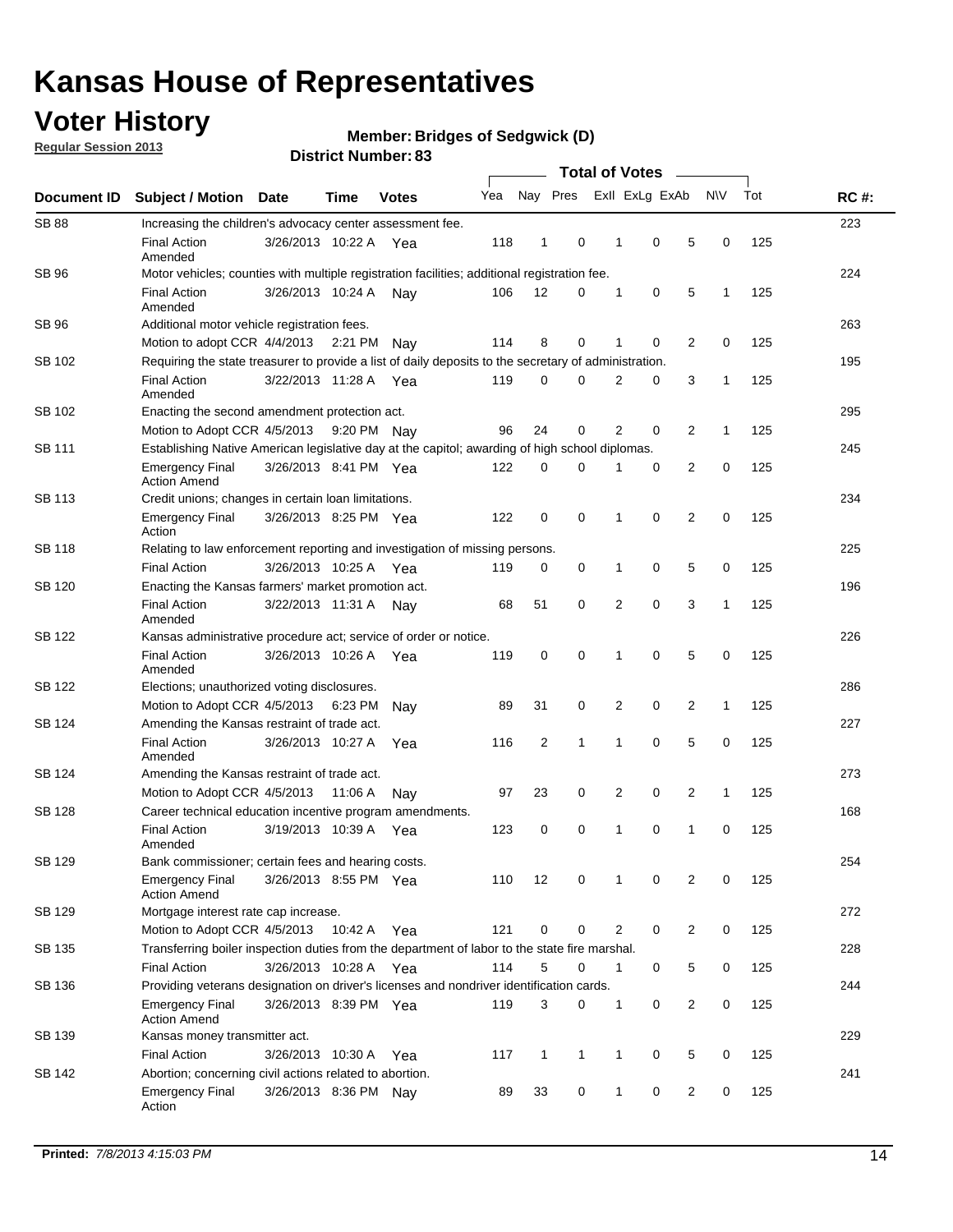# Kansas House of Representatives

## Voter History

**Regular Session 2013**

**Member: Bridges of Sedgwick (D)**

**District Number: 83**

| Document ID | Subject / Motion | Date | Time | Votes | Yea | Nay | Pres | ExII | ExLg | ExAb | N\V | Tot | RC #: |
|---|---|---|---|---|---|---|---|---|---|---|---|---|---|
| SB 88 | Increasing the children's advocacy center assessment fee. | | | | | | | | | | | | 223 |
| | Final Action Amended | 3/26/2013 | 10:22 A | Yea | 118 | 1 | 0 | 1 | 0 | 5 | 0 | 125 | |
| SB 96 | Motor vehicles; counties with multiple registration facilities; additional registration fee. | | | | | | | | | | | | 224 |
| | Final Action Amended | 3/26/2013 | 10:24 A | Nay | 106 | 12 | 0 | 1 | 0 | 5 | 1 | 125 | |
| SB 96 | Additional motor vehicle registration fees. | | | | | | | | | | | | 263 |
| | Motion to adopt CCR | 4/4/2013 | 2:21 PM | Nay | 114 | 8 | 0 | 1 | 0 | 2 | 0 | 125 | |
| SB 102 | Requiring the state treasurer to provide a list of daily deposits to the secretary of administration. | | | | | | | | | | | | 195 |
| | Final Action Amended | 3/22/2013 | 11:28 A | Yea | 119 | 0 | 0 | 2 | 0 | 3 | 1 | 125 | |
| SB 102 | Enacting the second amendment protection act. | | | | | | | | | | | | 295 |
| | Motion to Adopt CCR | 4/5/2013 | 9:20 PM | Nay | 96 | 24 | 0 | 2 | 0 | 2 | 1 | 125 | |
| SB 111 | Establishing Native American legislative day at the capitol; awarding of high school diplomas. | | | | | | | | | | | | 245 |
| | Emergency Final Action Amend | 3/26/2013 | 8:41 PM | Yea | 122 | 0 | 0 | 1 | 0 | 2 | 0 | 125 | |
| SB 113 | Credit unions; changes in certain loan limitations. | | | | | | | | | | | | 234 |
| | Emergency Final Action | 3/26/2013 | 8:25 PM | Yea | 122 | 0 | 0 | 1 | 0 | 2 | 0 | 125 | |
| SB 118 | Relating to law enforcement reporting and investigation of missing persons. | | | | | | | | | | | | 225 |
| | Final Action | 3/26/2013 | 10:25 A | Yea | 119 | 0 | 0 | 1 | 0 | 5 | 0 | 125 | |
| SB 120 | Enacting the Kansas farmers' market promotion act. | | | | | | | | | | | | 196 |
| | Final Action Amended | 3/22/2013 | 11:31 A | Nay | 68 | 51 | 0 | 2 | 0 | 3 | 1 | 125 | |
| SB 122 | Kansas administrative procedure act; service of order or notice. | | | | | | | | | | | | 226 |
| | Final Action Amended | 3/26/2013 | 10:26 A | Yea | 119 | 0 | 0 | 1 | 0 | 5 | 0 | 125 | |
| SB 122 | Elections; unauthorized voting disclosures. | | | | | | | | | | | | 286 |
| | Motion to Adopt CCR | 4/5/2013 | 6:23 PM | Nay | 89 | 31 | 0 | 2 | 0 | 2 | 1 | 125 | |
| SB 124 | Amending the Kansas restraint of trade act. | | | | | | | | | | | | 227 |
| | Final Action Amended | 3/26/2013 | 10:27 A | Yea | 116 | 2 | 1 | 1 | 0 | 5 | 0 | 125 | |
| SB 124 | Amending the Kansas restraint of trade act. | | | | | | | | | | | | 273 |
| | Motion to Adopt CCR | 4/5/2013 | 11:06 A | Nay | 97 | 23 | 0 | 2 | 0 | 2 | 1 | 125 | |
| SB 128 | Career technical education incentive program amendments. | | | | | | | | | | | | 168 |
| | Final Action Amended | 3/19/2013 | 10:39 A | Yea | 123 | 0 | 0 | 1 | 0 | 1 | 0 | 125 | |
| SB 129 | Bank commissioner; certain fees and hearing costs. | | | | | | | | | | | | 254 |
| | Emergency Final Action Amend | 3/26/2013 | 8:55 PM | Yea | 110 | 12 | 0 | 1 | 0 | 2 | 0 | 125 | |
| SB 129 | Mortgage interest rate cap increase. | | | | | | | | | | | | 272 |
| | Motion to Adopt CCR | 4/5/2013 | 10:42 A | Yea | 121 | 0 | 0 | 2 | 0 | 2 | 0 | 125 | |
| SB 135 | Transferring boiler inspection duties from the department of labor to the state fire marshal. | | | | | | | | | | | | 228 |
| | Final Action | 3/26/2013 | 10:28 A | Yea | 114 | 5 | 0 | 1 | 0 | 5 | 0 | 125 | |
| SB 136 | Providing veterans designation on driver's licenses and nondriver identification cards. | | | | | | | | | | | | 244 |
| | Emergency Final Action Amend | 3/26/2013 | 8:39 PM | Yea | 119 | 3 | 0 | 1 | 0 | 2 | 0 | 125 | |
| SB 139 | Kansas money transmitter act. | | | | | | | | | | | | 229 |
| | Final Action | 3/26/2013 | 10:30 A | Yea | 117 | 1 | 1 | 1 | 0 | 5 | 0 | 125 | |
| SB 142 | Abortion; concerning civil actions related to abortion. | | | | | | | | | | | | 241 |
| | Emergency Final Action | 3/26/2013 | 8:36 PM | Nay | 89 | 33 | 0 | 1 | 0 | 2 | 0 | 125 | |

**Printed:** *7/8/2013 4:15:03 PM*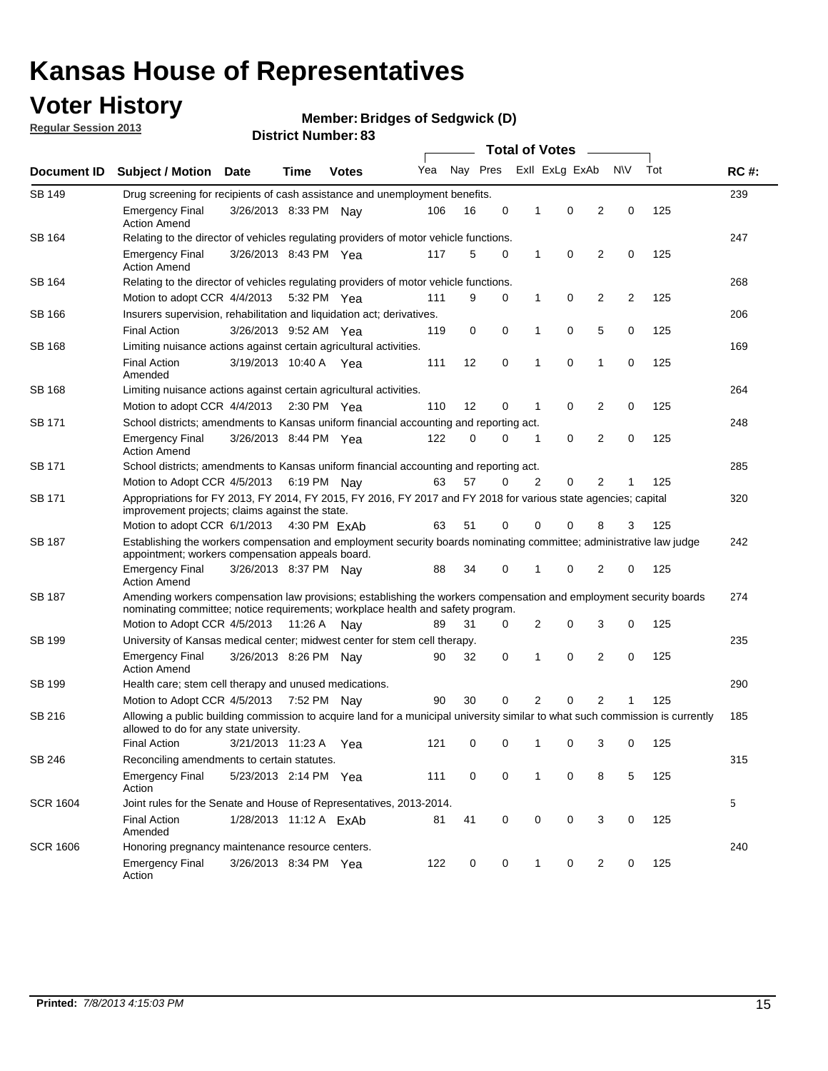# Kansas House of Representatives

## Voter History

**Regular Session 2013**

**Member: Bridges of Sedgwick (D)**

**District Number: 83**

| Document ID | Subject / Motion | Date | Time | Votes | Yea | Nay | Pres | ExII | ExLg | ExAb | N\V | Tot | RC #: |
|---|---|---|---|---|---|---|---|---|---|---|---|---|---|
| SB 149 | Drug screening for recipients of cash assistance and unemployment benefits. | | | | | | | | | | | | 239 |
| | Emergency Final Action Amend | 3/26/2013 | 8:33 PM | Nay | 106 | 16 | 0 | 1 | 0 | 2 | 0 | 125 | |
| SB 164 | Relating to the director of vehicles regulating providers of motor vehicle functions. | | | | | | | | | | | | 247 |
| | Emergency Final Action Amend | 3/26/2013 | 8:43 PM | Yea | 117 | 5 | 0 | 1 | 0 | 2 | 0 | 125 | |
| SB 164 | Relating to the director of vehicles regulating providers of motor vehicle functions. | | | | | | | | | | | | 268 |
| | Motion to adopt CCR | 4/4/2013 | 5:32 PM | Yea | 111 | 9 | 0 | 1 | 0 | 2 | 2 | 125 | |
| SB 166 | Insurers supervision, rehabilitation and liquidation act; derivatives. | | | | | | | | | | | | 206 |
| | Final Action | 3/26/2013 | 9:52 AM | Yea | 119 | 0 | 0 | 1 | 0 | 5 | 0 | 125 | |
| SB 168 | Limiting nuisance actions against certain agricultural activities. | | | | | | | | | | | | 169 |
| | Final Action Amended | 3/19/2013 | 10:40 A | Yea | 111 | 12 | 0 | 1 | 0 | 1 | 0 | 125 | |
| SB 168 | Limiting nuisance actions against certain agricultural activities. | | | | | | | | | | | | 264 |
| | Motion to adopt CCR | 4/4/2013 | 2:30 PM | Yea | 110 | 12 | 0 | 1 | 0 | 2 | 0 | 125 | |
| SB 171 | School districts; amendments to Kansas uniform financial accounting and reporting act. | | | | | | | | | | | | 248 |
| | Emergency Final Action Amend | 3/26/2013 | 8:44 PM | Yea | 122 | 0 | 0 | 1 | 0 | 2 | 0 | 125 | |
| SB 171 | School districts; amendments to Kansas uniform financial accounting and reporting act. | | | | | | | | | | | | 285 |
| | Motion to Adopt CCR | 4/5/2013 | 6:19 PM | Nay | 63 | 57 | 0 | 2 | 0 | 2 | 1 | 125 | |
| SB 171 | Appropriations for FY 2013, FY 2014, FY 2015, FY 2016, FY 2017 and FY 2018 for various state agencies; capital improvement projects; claims against the state. | | | | | | | | | | | | 320 |
| | Motion to adopt CCR | 6/1/2013 | 4:30 PM | ExAb | 63 | 51 | 0 | 0 | 0 | 8 | 3 | 125 | |
| SB 187 | Establishing the workers compensation and employment security boards nominating committee; administrative law judge appointment; workers compensation appeals board. | | | | | | | | | | | | 242 |
| | Emergency Final Action Amend | 3/26/2013 | 8:37 PM | Nay | 88 | 34 | 0 | 1 | 0 | 2 | 0 | 125 | |
| SB 187 | Amending workers compensation law provisions; establishing the workers compensation and employment security boards nominating committee; notice requirements; workplace health and safety program. | | | | | | | | | | | | 274 |
| | Motion to Adopt CCR | 4/5/2013 | 11:26 A | Nay | 89 | 31 | 0 | 2 | 0 | 3 | 0 | 125 | |
| SB 199 | University of Kansas medical center; midwest center for stem cell therapy. | | | | | | | | | | | | 235 |
| | Emergency Final Action Amend | 3/26/2013 | 8:26 PM | Nay | 90 | 32 | 0 | 1 | 0 | 2 | 0 | 125 | |
| SB 199 | Health care; stem cell therapy and unused medications. | | | | | | | | | | | | 290 |
| | Motion to Adopt CCR | 4/5/2013 | 7:52 PM | Nay | 90 | 30 | 0 | 2 | 0 | 2 | 1 | 125 | |
| SB 216 | Allowing a public building commission to acquire land for a municipal university similar to what such commission is currently allowed to do for any state university. | | | | | | | | | | | | 185 |
| | Final Action | 3/21/2013 | 11:23 A | Yea | 121 | 0 | 0 | 1 | 0 | 3 | 0 | 125 | |
| SB 246 | Reconciling amendments to certain statutes. | | | | | | | | | | | | 315 |
| | Emergency Final Action | 5/23/2013 | 2:14 PM | Yea | 111 | 0 | 0 | 1 | 0 | 8 | 5 | 125 | |
| SCR 1604 | Joint rules for the Senate and House of Representatives, 2013-2014. | | | | | | | | | | | | 5 |
| | Final Action Amended | 1/28/2013 | 11:12 A | ExAb | 81 | 41 | 0 | 0 | 0 | 3 | 0 | 125 | |
| SCR 1606 | Honoring pregnancy maintenance resource centers. | | | | | | | | | | | | 240 |
| | Emergency Final Action | 3/26/2013 | 8:34 PM | Yea | 122 | 0 | 0 | 1 | 0 | 2 | 0 | 125 | |

**Printed:** *7/8/2013 4:15:03 PM*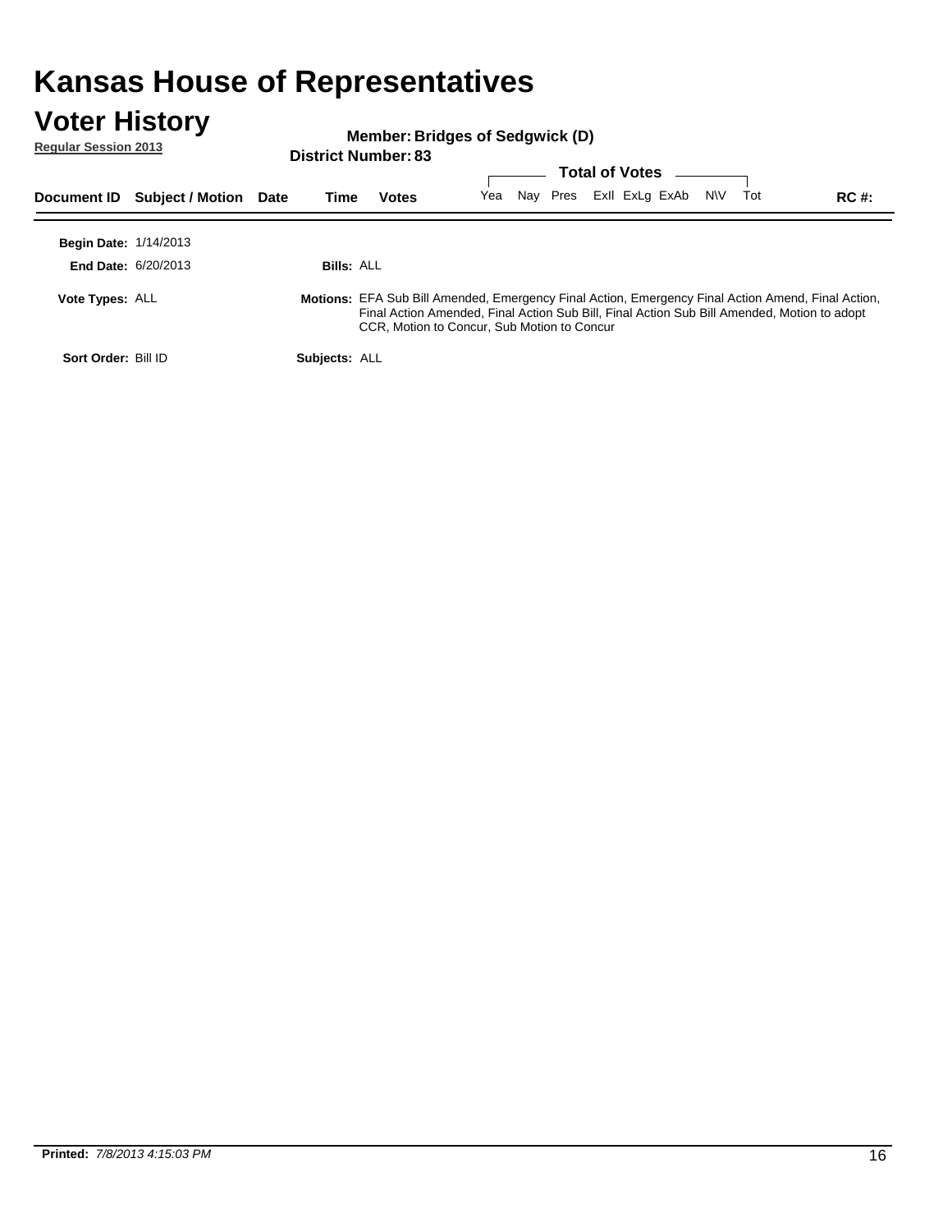# Kansas House of Representatives

## Voter History

**Regular Session 2013**

**Member: Bridges of Sedgwick (D)**

**District Number: 83**

| Document ID | Subject / Motion | Date | Time | Votes | Yea | Nay | Pres | ExII | ExLg | ExAb | N\V | Tot | RC #: |
|---|---|---|---|---|---|---|---|---|---|---|---|---|---|

(Yea through Tot: Total of Votes)

**Begin Date:** 1/14/2013

**End Date:** 6/20/2013

**Bills:** ALL

**Vote Types:** ALL

**Motions:** EFA Sub Bill Amended, Emergency Final Action, Emergency Final Action Amend, Final Action, Final Action Amended, Final Action Sub Bill, Final Action Sub Bill Amended, Motion to adopt CCR, Motion to Concur, Sub Motion to Concur

**Sort Order:** Bill ID

**Subjects:** ALL

**Printed:** *7/8/2013 4:15:03 PM*